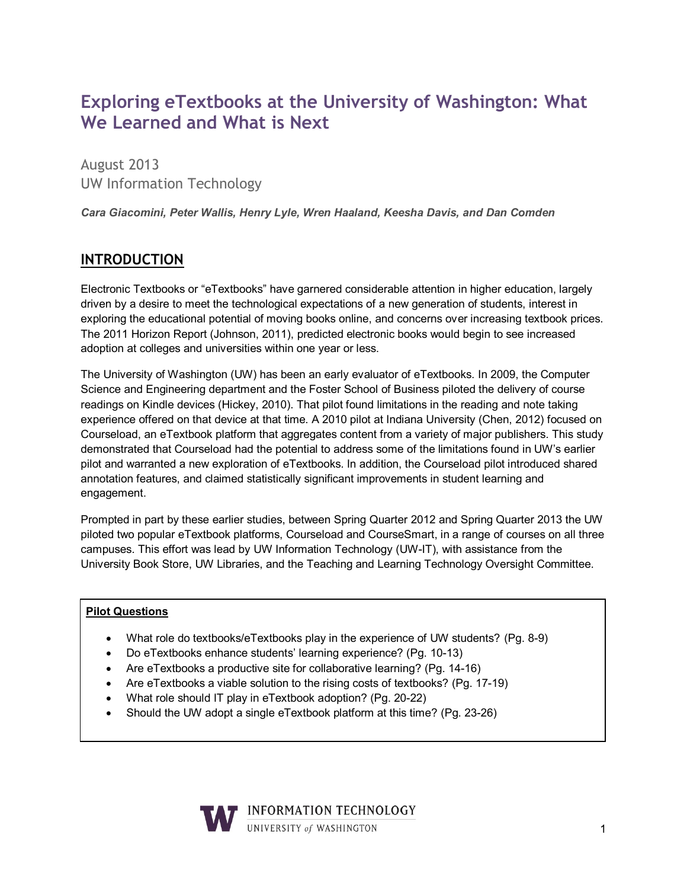# Exploring eTextbooks at the University of Washington: What We Learned and What is Next

August 2013
UW Information Technology

***Cara Giacomini, Peter Wallis, Henry Lyle, Wren Haaland, Keesha Davis, and Dan Comden***

## INTRODUCTION

Electronic Textbooks or "eTextbooks" have garnered considerable attention in higher education, largely driven by a desire to meet the technological expectations of a new generation of students, interest in exploring the educational potential of moving books online, and concerns over increasing textbook prices. The 2011 Horizon Report (Johnson, 2011), predicted electronic books would begin to see increased adoption at colleges and universities within one year or less.

The University of Washington (UW) has been an early evaluator of eTextbooks. In 2009, the Computer Science and Engineering department and the Foster School of Business piloted the delivery of course readings on Kindle devices (Hickey, 2010). That pilot found limitations in the reading and note taking experience offered on that device at that time. A 2010 pilot at Indiana University (Chen, 2012) focused on Courseload, an eTextbook platform that aggregates content from a variety of major publishers. This study demonstrated that Courseload had the potential to address some of the limitations found in UW's earlier pilot and warranted a new exploration of eTextbooks. In addition, the Courseload pilot introduced shared annotation features, and claimed statistically significant improvements in student learning and engagement.

Prompted in part by these earlier studies, between Spring Quarter 2012 and Spring Quarter 2013 the UW piloted two popular eTextbook platforms, Courseload and CourseSmart, in a range of courses on all three campuses. This effort was lead by UW Information Technology (UW-IT), with assistance from the University Book Store, UW Libraries, and the Teaching and Learning Technology Oversight Committee.

**Pilot Questions**

- What role do textbooks/eTextbooks play in the experience of UW students? (Pg. 8-9)
- Do eTextbooks enhance students' learning experience? (Pg. 10-13)
- Are eTextbooks a productive site for collaborative learning? (Pg. 14-16)
- Are eTextbooks a viable solution to the rising costs of textbooks? (Pg. 17-19)
- What role should IT play in eTextbook adoption? (Pg. 20-22)
- Should the UW adopt a single eTextbook platform at this time? (Pg. 23-26)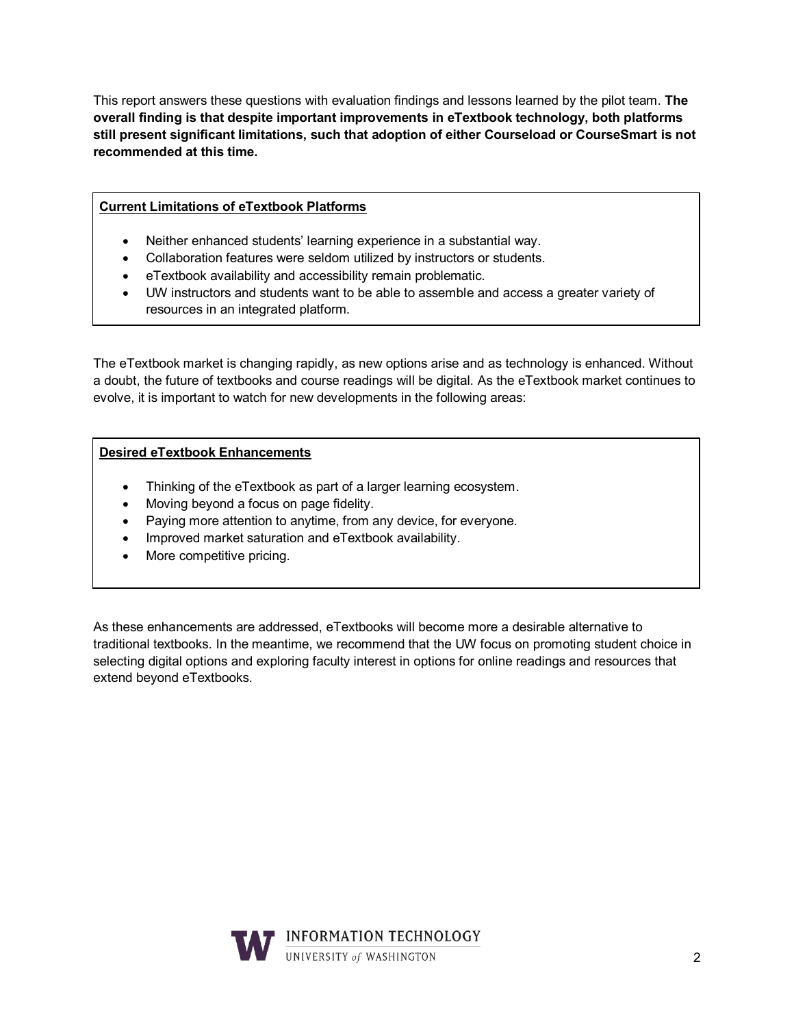This report answers these questions with evaluation findings and lessons learned by the pilot team. **The overall finding is that despite important improvements in eTextbook technology, both platforms still present significant limitations, such that adoption of either Courseload or CourseSmart is not recommended at this time.**

**Current Limitations of eTextbook Platforms**

- Neither enhanced students' learning experience in a substantial way.
- Collaboration features were seldom utilized by instructors or students.
- eTextbook availability and accessibility remain problematic.
- UW instructors and students want to be able to assemble and access a greater variety of resources in an integrated platform.

The eTextbook market is changing rapidly, as new options arise and as technology is enhanced. Without a doubt, the future of textbooks and course readings will be digital. As the eTextbook market continues to evolve, it is important to watch for new developments in the following areas:

**Desired eTextbook Enhancements**

- Thinking of the eTextbook as part of a larger learning ecosystem.
- Moving beyond a focus on page fidelity.
- Paying more attention to anytime, from any device, for everyone.
- Improved market saturation and eTextbook availability.
- More competitive pricing.

As these enhancements are addressed, eTextbooks will become more a desirable alternative to traditional textbooks. In the meantime, we recommend that the UW focus on promoting student choice in selecting digital options and exploring faculty interest in options for online readings and resources that extend beyond eTextbooks.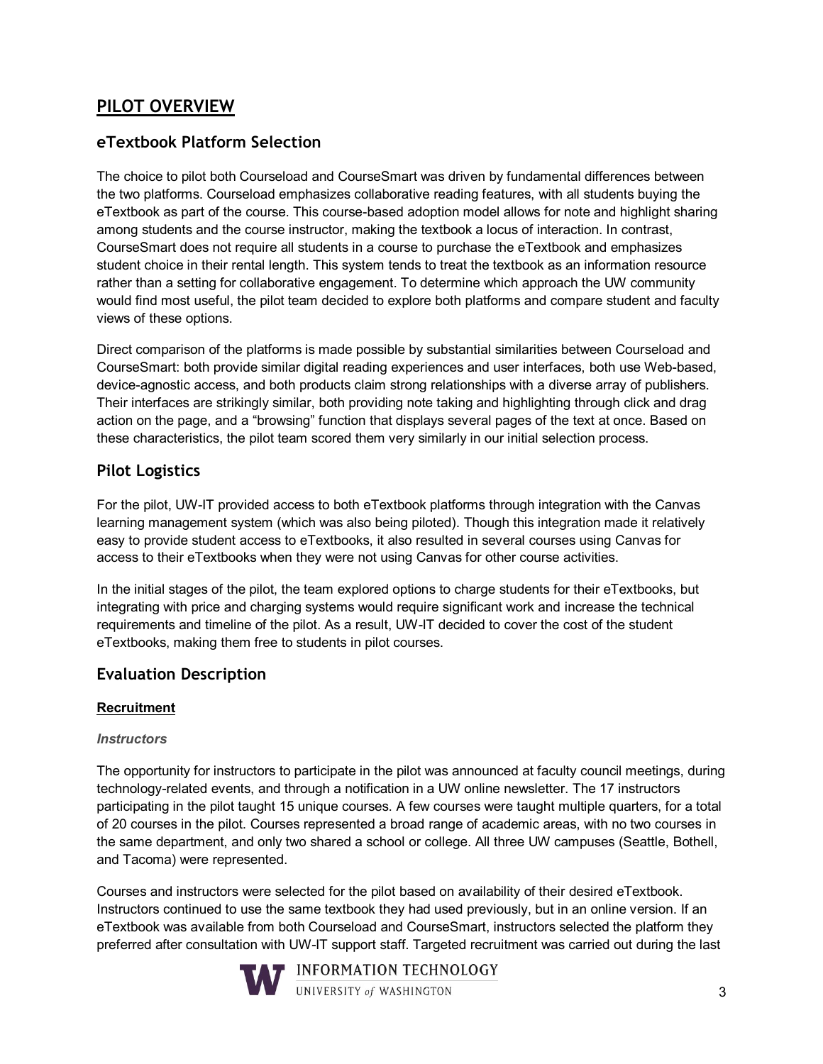# PILOT OVERVIEW

## eTextbook Platform Selection

The choice to pilot both Courseload and CourseSmart was driven by fundamental differences between the two platforms. Courseload emphasizes collaborative reading features, with all students buying the eTextbook as part of the course. This course-based adoption model allows for note and highlight sharing among students and the course instructor, making the textbook a locus of interaction. In contrast, CourseSmart does not require all students in a course to purchase the eTextbook and emphasizes student choice in their rental length. This system tends to treat the textbook as an information resource rather than a setting for collaborative engagement. To determine which approach the UW community would find most useful, the pilot team decided to explore both platforms and compare student and faculty views of these options.

Direct comparison of the platforms is made possible by substantial similarities between Courseload and CourseSmart: both provide similar digital reading experiences and user interfaces, both use Web-based, device-agnostic access, and both products claim strong relationships with a diverse array of publishers. Their interfaces are strikingly similar, both providing note taking and highlighting through click and drag action on the page, and a "browsing" function that displays several pages of the text at once. Based on these characteristics, the pilot team scored them very similarly in our initial selection process.

## Pilot Logistics

For the pilot, UW-IT provided access to both eTextbook platforms through integration with the Canvas learning management system (which was also being piloted). Though this integration made it relatively easy to provide student access to eTextbooks, it also resulted in several courses using Canvas for access to their eTextbooks when they were not using Canvas for other course activities.

In the initial stages of the pilot, the team explored options to charge students for their eTextbooks, but integrating with price and charging systems would require significant work and increase the technical requirements and timeline of the pilot. As a result, UW-IT decided to cover the cost of the student eTextbooks, making them free to students in pilot courses.

## Evaluation Description

### Recruitment

#### *Instructors*

The opportunity for instructors to participate in the pilot was announced at faculty council meetings, during technology-related events, and through a notification in a UW online newsletter. The 17 instructors participating in the pilot taught 15 unique courses. A few courses were taught multiple quarters, for a total of 20 courses in the pilot. Courses represented a broad range of academic areas, with no two courses in the same department, and only two shared a school or college. All three UW campuses (Seattle, Bothell, and Tacoma) were represented.

Courses and instructors were selected for the pilot based on availability of their desired eTextbook. Instructors continued to use the same textbook they had used previously, but in an online version. If an eTextbook was available from both Courseload and CourseSmart, instructors selected the platform they preferred after consultation with UW-IT support staff. Targeted recruitment was carried out during the last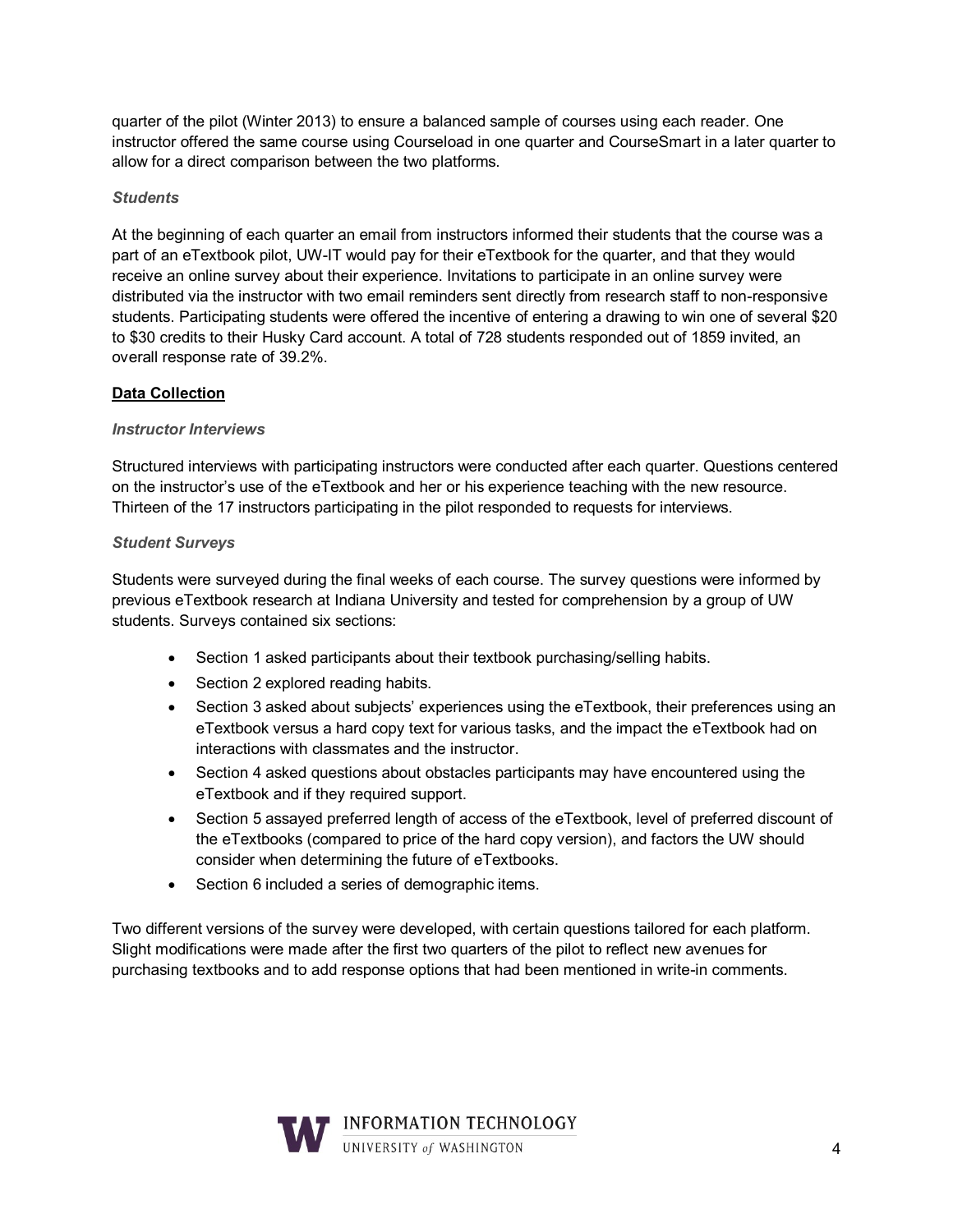quarter of the pilot (Winter 2013) to ensure a balanced sample of courses using each reader. One instructor offered the same course using Courseload in one quarter and CourseSmart in a later quarter to allow for a direct comparison between the two platforms.

### *Students*

At the beginning of each quarter an email from instructors informed their students that the course was a part of an eTextbook pilot, UW-IT would pay for their eTextbook for the quarter, and that they would receive an online survey about their experience. Invitations to participate in an online survey were distributed via the instructor with two email reminders sent directly from research staff to non-responsive students. Participating students were offered the incentive of entering a drawing to win one of several $20 to $30 credits to their Husky Card account. A total of 728 students responded out of 1859 invited, an overall response rate of 39.2%.

## **Data Collection**

### *Instructor Interviews*

Structured interviews with participating instructors were conducted after each quarter. Questions centered on the instructor's use of the eTextbook and her or his experience teaching with the new resource. Thirteen of the 17 instructors participating in the pilot responded to requests for interviews.

### *Student Surveys*

Students were surveyed during the final weeks of each course. The survey questions were informed by previous eTextbook research at Indiana University and tested for comprehension by a group of UW students. Surveys contained six sections:

- Section 1 asked participants about their textbook purchasing/selling habits.
- Section 2 explored reading habits.
- Section 3 asked about subjects' experiences using the eTextbook, their preferences using an eTextbook versus a hard copy text for various tasks, and the impact the eTextbook had on interactions with classmates and the instructor.
- Section 4 asked questions about obstacles participants may have encountered using the eTextbook and if they required support.
- Section 5 assayed preferred length of access of the eTextbook, level of preferred discount of the eTextbooks (compared to price of the hard copy version), and factors the UW should consider when determining the future of eTextbooks.
- Section 6 included a series of demographic items.

Two different versions of the survey were developed, with certain questions tailored for each platform. Slight modifications were made after the first two quarters of the pilot to reflect new avenues for purchasing textbooks and to add response options that had been mentioned in write-in comments.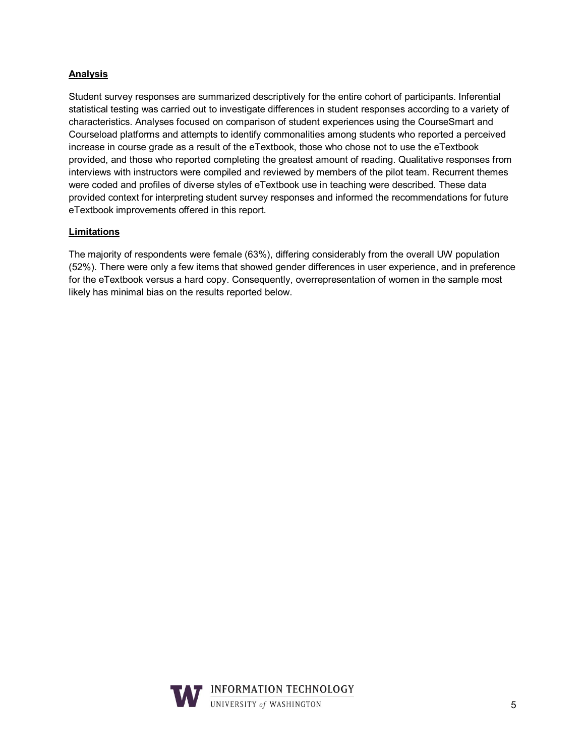## Analysis

Student survey responses are summarized descriptively for the entire cohort of participants. Inferential statistical testing was carried out to investigate differences in student responses according to a variety of characteristics. Analyses focused on comparison of student experiences using the CourseSmart and Courseload platforms and attempts to identify commonalities among students who reported a perceived increase in course grade as a result of the eTextbook, those who chose not to use the eTextbook provided, and those who reported completing the greatest amount of reading. Qualitative responses from interviews with instructors were compiled and reviewed by members of the pilot team. Recurrent themes were coded and profiles of diverse styles of eTextbook use in teaching were described. These data provided context for interpreting student survey responses and informed the recommendations for future eTextbook improvements offered in this report.

## Limitations

The majority of respondents were female (63%), differing considerably from the overall UW population (52%). There were only a few items that showed gender differences in user experience, and in preference for the eTextbook versus a hard copy. Consequently, overrepresentation of women in the sample most likely has minimal bias on the results reported below.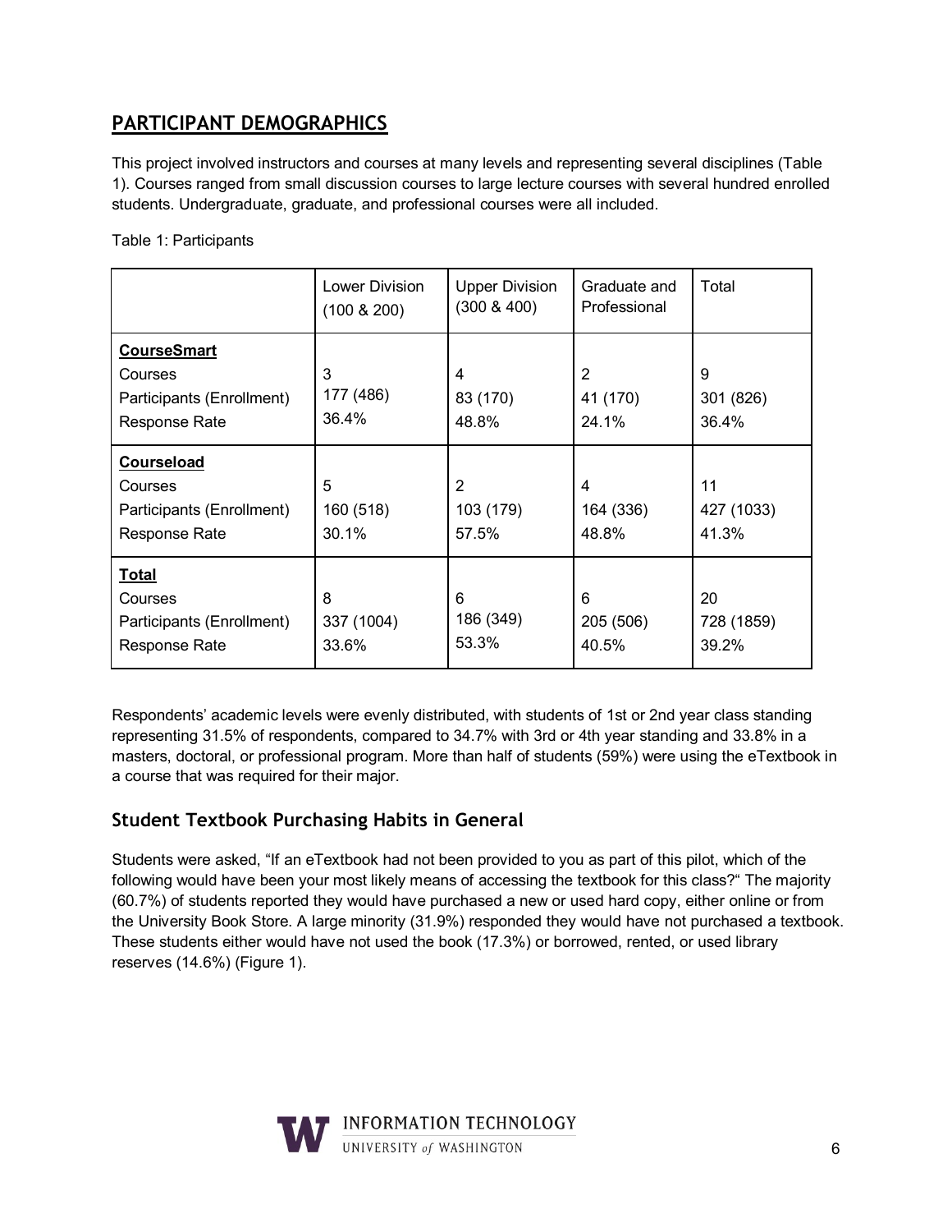## PARTICIPANT DEMOGRAPHICS

This project involved instructors and courses at many levels and representing several disciplines (Table 1). Courses ranged from small discussion courses to large lecture courses with several hundred enrolled students. Undergraduate, graduate, and professional courses were all included.

Table 1: Participants

| | Lower Division (100 & 200) | Upper Division (300 & 400) | Graduate and Professional | Total |
|---|---|---|---|---|
| **CourseSmart** | | | | |
| Courses | 3 | 4 | 2 | 9 |
| Participants (Enrollment) | 177 (486) | 83 (170) | 41 (170) | 301 (826) |
| Response Rate | 36.4% | 48.8% | 24.1% | 36.4% |
| **Courseload** | | | | |
| Courses | 5 | 2 | 4 | 11 |
| Participants (Enrollment) | 160 (518) | 103 (179) | 164 (336) | 427 (1033) |
| Response Rate | 30.1% | 57.5% | 48.8% | 41.3% |
| **Total** | | | | |
| Courses | 8 | 6 | 6 | 20 |
| Participants (Enrollment) | 337 (1004) | 186 (349) | 205 (506) | 728 (1859) |
| Response Rate | 33.6% | 53.3% | 40.5% | 39.2% |

Respondents' academic levels were evenly distributed, with students of 1st or 2nd year class standing representing 31.5% of respondents, compared to 34.7% with 3rd or 4th year standing and 33.8% in a masters, doctoral, or professional program. More than half of students (59%) were using the eTextbook in a course that was required for their major.

### Student Textbook Purchasing Habits in General

Students were asked, "If an eTextbook had not been provided to you as part of this pilot, which of the following would have been your most likely means of accessing the textbook for this class?" The majority (60.7%) of students reported they would have purchased a new or used hard copy, either online or from the University Book Store. A large minority (31.9%) responded they would have not purchased a textbook. These students either would have not used the book (17.3%) or borrowed, rented, or used library reserves (14.6%) (Figure 1).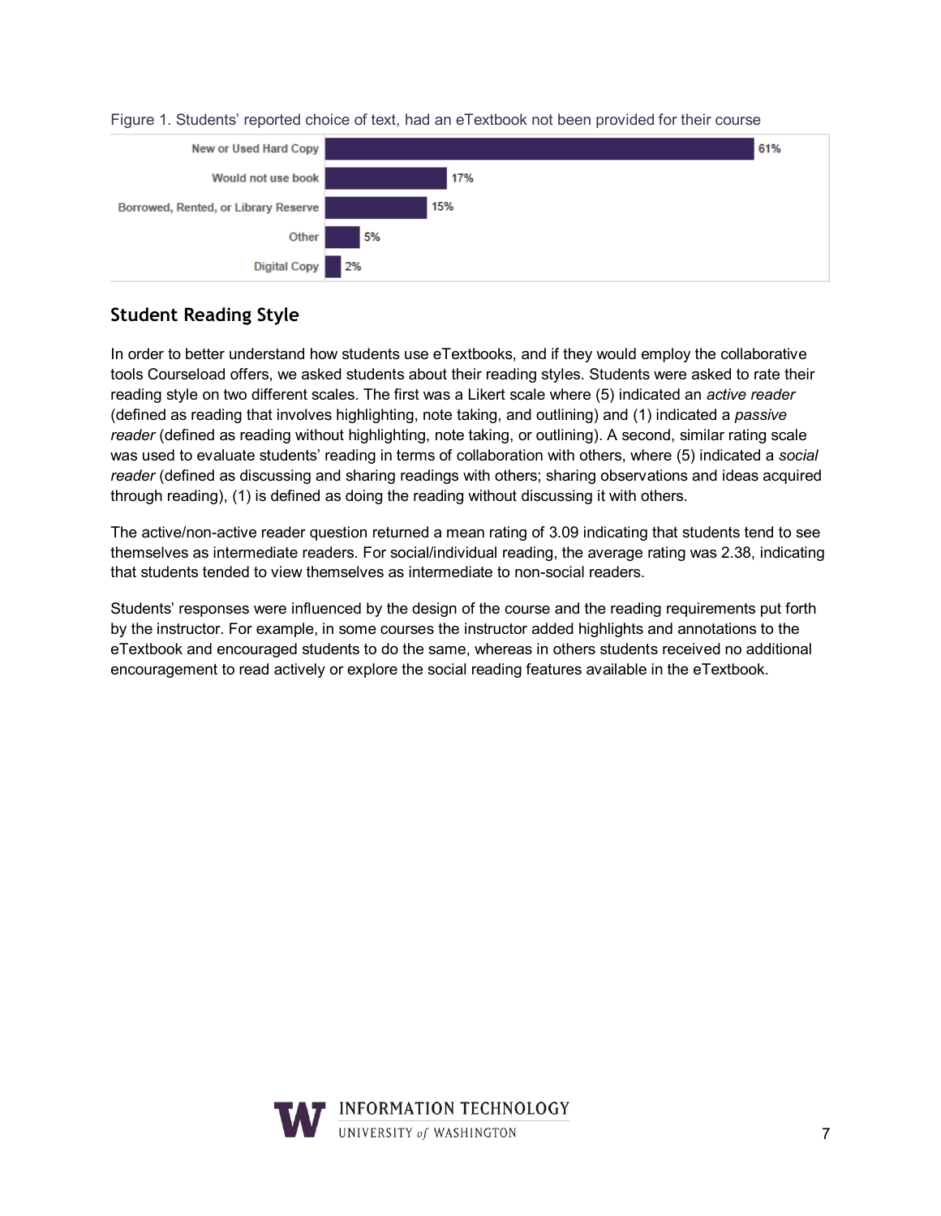Figure 1. Students' reported choice of text, had an eTextbook not been provided for their course

| Choice | Percentage |
| --- | --- |
| New or Used Hard Copy | 61% |
| Would not use book | 17% |
| Borrowed, Rented, or Library Reserve | 15% |
| Other | 5% |
| Digital Copy | 2% |

## Student Reading Style

In order to better understand how students use eTextbooks, and if they would employ the collaborative tools Courseload offers, we asked students about their reading styles. Students were asked to rate their reading style on two different scales. The first was a Likert scale where (5) indicated an *active reader* (defined as reading that involves highlighting, note taking, and outlining) and (1) indicated a *passive reader* (defined as reading without highlighting, note taking, or outlining). A second, similar rating scale was used to evaluate students' reading in terms of collaboration with others, where (5) indicated a *social reader* (defined as discussing and sharing readings with others; sharing observations and ideas acquired through reading), (1) is defined as doing the reading without discussing it with others.

The active/non-active reader question returned a mean rating of 3.09 indicating that students tend to see themselves as intermediate readers. For social/individual reading, the average rating was 2.38, indicating that students tended to view themselves as intermediate to non-social readers.

Students' responses were influenced by the design of the course and the reading requirements put forth by the instructor. For example, in some courses the instructor added highlights and annotations to the eTextbook and encouraged students to do the same, whereas in others students received no additional encouragement to read actively or explore the social reading features available in the eTextbook.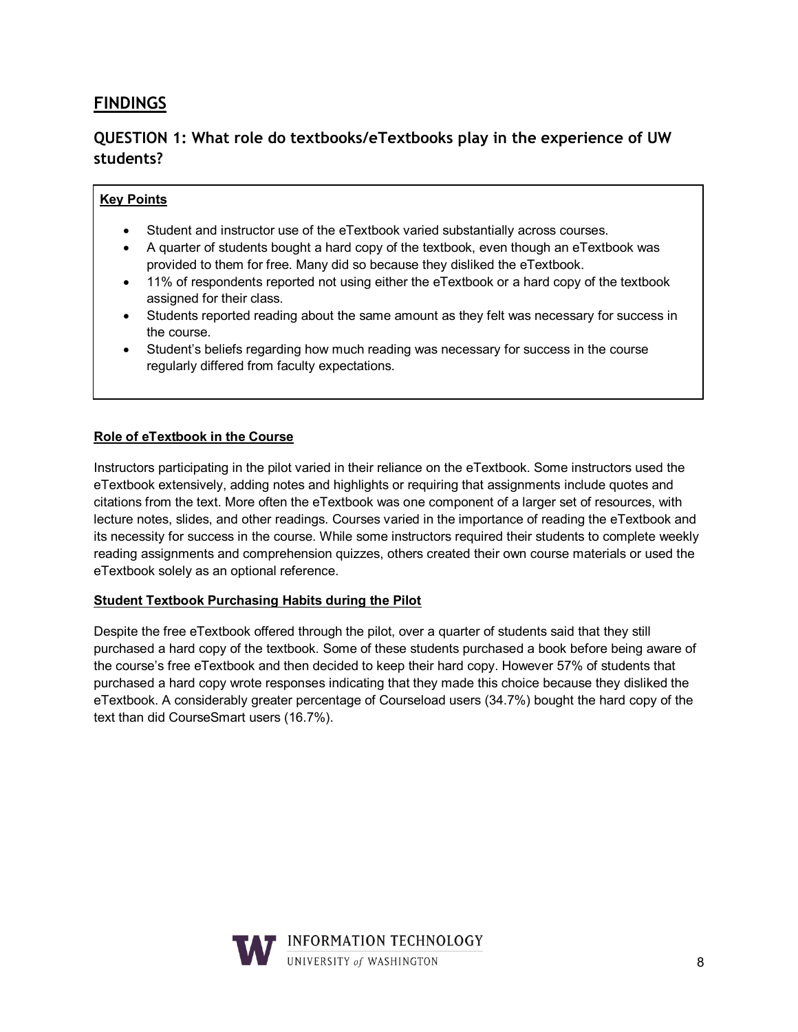## FINDINGS

### QUESTION 1: What role do textbooks/eTextbooks play in the experience of UW students?

**Key Points**

- Student and instructor use of the eTextbook varied substantially across courses.
- A quarter of students bought a hard copy of the textbook, even though an eTextbook was provided to them for free. Many did so because they disliked the eTextbook.
- 11% of respondents reported not using either the eTextbook or a hard copy of the textbook assigned for their class.
- Students reported reading about the same amount as they felt was necessary for success in the course.
- Student's beliefs regarding how much reading was necessary for success in the course regularly differed from faculty expectations.

**Role of eTextbook in the Course**

Instructors participating in the pilot varied in their reliance on the eTextbook. Some instructors used the eTextbook extensively, adding notes and highlights or requiring that assignments include quotes and citations from the text. More often the eTextbook was one component of a larger set of resources, with lecture notes, slides, and other readings. Courses varied in the importance of reading the eTextbook and its necessity for success in the course. While some instructors required their students to complete weekly reading assignments and comprehension quizzes, others created their own course materials or used the eTextbook solely as an optional reference.

**Student Textbook Purchasing Habits during the Pilot**

Despite the free eTextbook offered through the pilot, over a quarter of students said that they still purchased a hard copy of the textbook. Some of these students purchased a book before being aware of the course's free eTextbook and then decided to keep their hard copy. However 57% of students that purchased a hard copy wrote responses indicating that they made this choice because they disliked the eTextbook. A considerably greater percentage of Courseload users (34.7%) bought the hard copy of the text than did CourseSmart users (16.7%).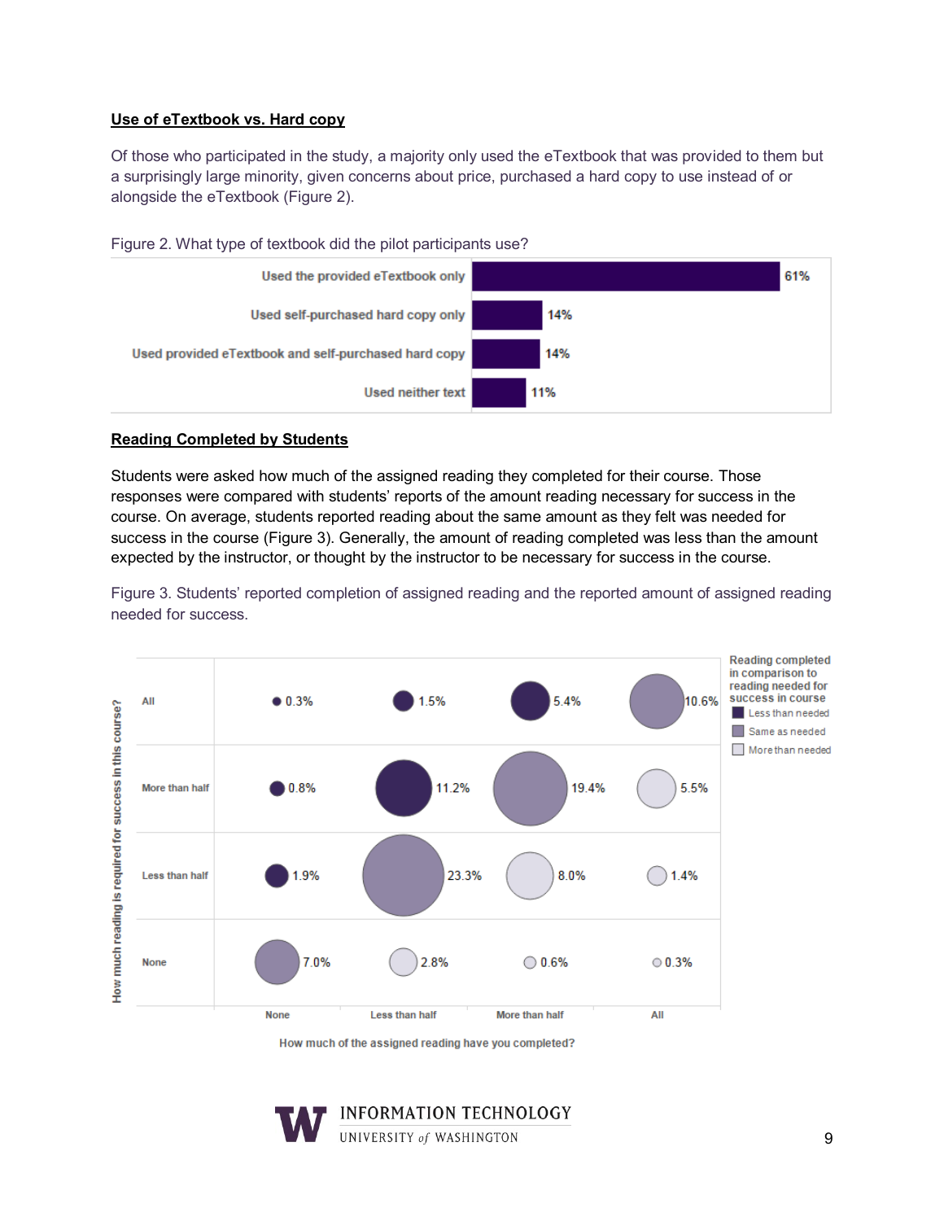## Use of eTextbook vs. Hard copy

Of those who participated in the study, a majority only used the eTextbook that was provided to them but a surprisingly large minority, given concerns about price, purchased a hard copy to use instead of or alongside the eTextbook (Figure 2).

Figure 2. What type of textbook did the pilot participants use?

| Textbook type | Percent |
|---|---|
| Used the provided eTextbook only | 61% |
| Used self-purchased hard copy only | 14% |
| Used provided eTextbook and self-purchased hard copy | 14% |
| Used neither text | 11% |

## Reading Completed by Students

Students were asked how much of the assigned reading they completed for their course. Those responses were compared with students' reports of the amount reading necessary for success in the course. On average, students reported reading about the same amount as they felt was needed for success in the course (Figure 3). Generally, the amount of reading completed was less than the amount expected by the instructor, or thought by the instructor to be necessary for success in the course.

Figure 3. Students' reported completion of assigned reading and the reported amount of assigned reading needed for success.

| How much reading is required for success in this course? / How much of the assigned reading have you completed? | None | Less than half | More than half | All |
|---|---|---|---|---|
| All | 0.3% | 1.5% | 5.4% | 10.6% |
| More than half | 0.8% | 11.2% | 19.4% | 5.5% |
| Less than half | 1.9% | 23.3% | 8.0% | 1.4% |
| None | 7.0% | 2.8% | 0.6% | 0.3% |

Reading completed in comparison to reading needed for success in course: Less than needed; Same as needed; More than needed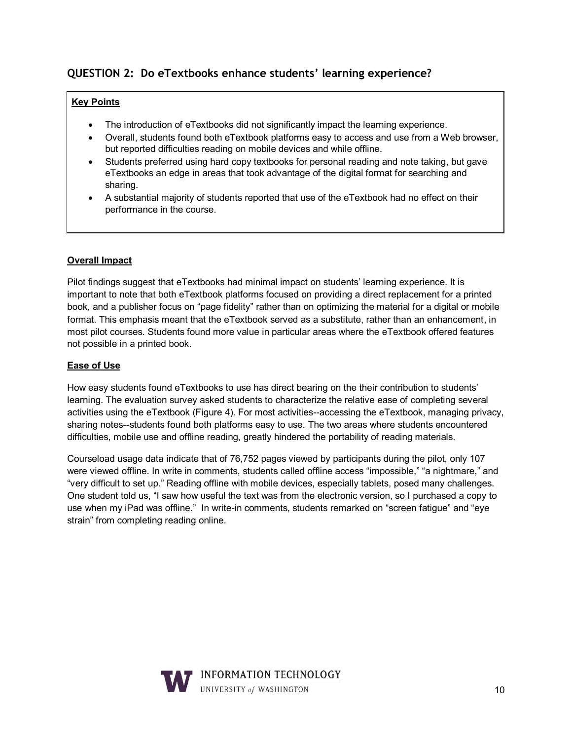## QUESTION 2: Do eTextbooks enhance students' learning experience?

**Key Points**

- The introduction of eTextbooks did not significantly impact the learning experience.
- Overall, students found both eTextbook platforms easy to access and use from a Web browser, but reported difficulties reading on mobile devices and while offline.
- Students preferred using hard copy textbooks for personal reading and note taking, but gave eTextbooks an edge in areas that took advantage of the digital format for searching and sharing.
- A substantial majority of students reported that use of the eTextbook had no effect on their performance in the course.

### Overall Impact

Pilot findings suggest that eTextbooks had minimal impact on students' learning experience. It is important to note that both eTextbook platforms focused on providing a direct replacement for a printed book, and a publisher focus on "page fidelity" rather than on optimizing the material for a digital or mobile format. This emphasis meant that the eTextbook served as a substitute, rather than an enhancement, in most pilot courses. Students found more value in particular areas where the eTextbook offered features not possible in a printed book.

### Ease of Use

How easy students found eTextbooks to use has direct bearing on the their contribution to students' learning. The evaluation survey asked students to characterize the relative ease of completing several activities using the eTextbook (Figure 4). For most activities--accessing the eTextbook, managing privacy, sharing notes--students found both platforms easy to use. The two areas where students encountered difficulties, mobile use and offline reading, greatly hindered the portability of reading materials.

Courseload usage data indicate that of 76,752 pages viewed by participants during the pilot, only 107 were viewed offline. In write in comments, students called offline access "impossible," "a nightmare," and "very difficult to set up." Reading offline with mobile devices, especially tablets, posed many challenges. One student told us, "I saw how useful the text was from the electronic version, so I purchased a copy to use when my iPad was offline." In write-in comments, students remarked on "screen fatigue" and "eye strain" from completing reading online.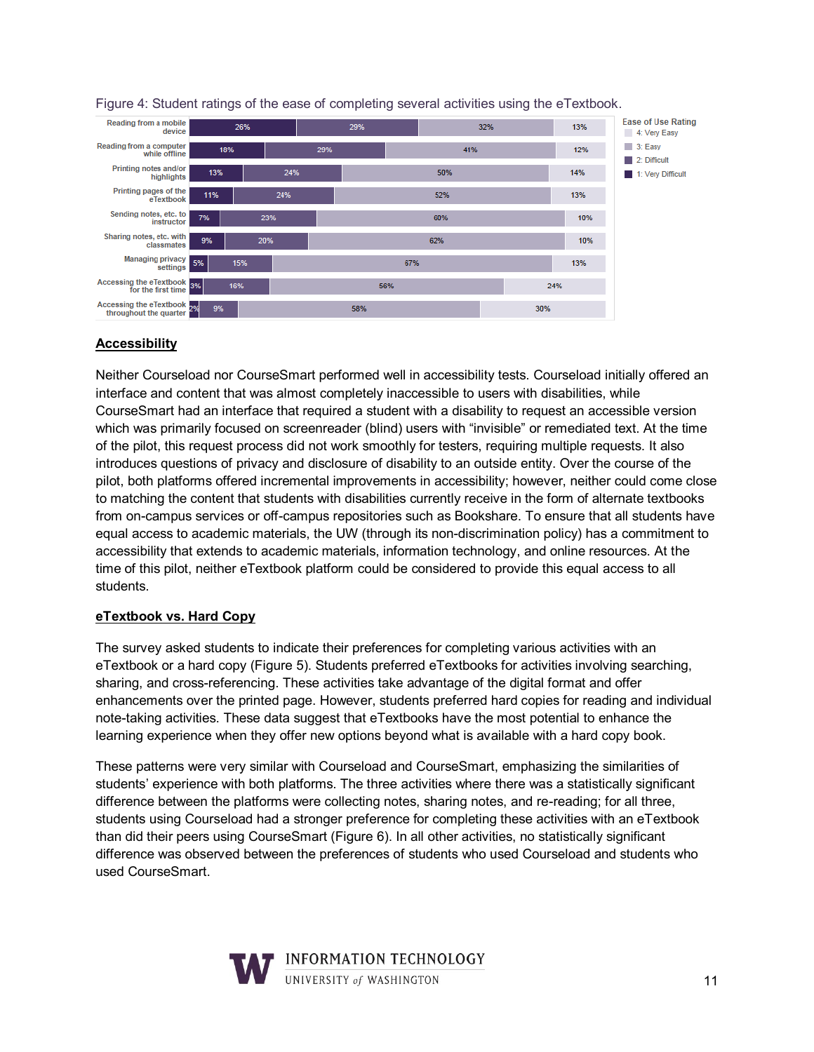Figure 4: Student ratings of the ease of completing several activities using the eTextbook.

| Activity | 1: Very Difficult | 2: Difficult | 3: Easy | 4: Very Easy |
|---|---|---|---|---|
| Reading from a mobile device | 26% | 29% | 32% | 13% |
| Reading from a computer while offline | 18% | 29% | 41% | 12% |
| Printing notes and/or highlights | 13% | 24% | 50% | 14% |
| Printing pages of the eTextbook | 11% | 24% | 52% | 13% |
| Sending notes, etc. to instructor | 7% | 23% | 60% | 10% |
| Sharing notes, etc. with classmates | 9% | 20% | 62% | 10% |
| Managing privacy settings | 5% | 15% | 67% | 13% |
| Accessing the eTextbook for the first time | 3% | 16% | 56% | 24% |
| Accessing the eTextbook throughout the quarter | 2% | 9% | 58% | 30% |

## Accessibility

Neither Courseload nor CourseSmart performed well in accessibility tests. Courseload initially offered an interface and content that was almost completely inaccessible to users with disabilities, while CourseSmart had an interface that required a student with a disability to request an accessible version which was primarily focused on screenreader (blind) users with "invisible" or remediated text. At the time of the pilot, this request process did not work smoothly for testers, requiring multiple requests. It also introduces questions of privacy and disclosure of disability to an outside entity. Over the course of the pilot, both platforms offered incremental improvements in accessibility; however, neither could come close to matching the content that students with disabilities currently receive in the form of alternate textbooks from on-campus services or off-campus repositories such as Bookshare. To ensure that all students have equal access to academic materials, the UW (through its non-discrimination policy) has a commitment to accessibility that extends to academic materials, information technology, and online resources. At the time of this pilot, neither eTextbook platform could be considered to provide this equal access to all students.

## eTextbook vs. Hard Copy

The survey asked students to indicate their preferences for completing various activities with an eTextbook or a hard copy (Figure 5). Students preferred eTextbooks for activities involving searching, sharing, and cross-referencing. These activities take advantage of the digital format and offer enhancements over the printed page. However, students preferred hard copies for reading and individual note-taking activities. These data suggest that eTextbooks have the most potential to enhance the learning experience when they offer new options beyond what is available with a hard copy book.

These patterns were very similar with Courseload and CourseSmart, emphasizing the similarities of students' experience with both platforms. The three activities where there was a statistically significant difference between the platforms were collecting notes, sharing notes, and re-reading; for all three, students using Courseload had a stronger preference for completing these activities with an eTextbook than did their peers using CourseSmart (Figure 6). In all other activities, no statistically significant difference was observed between the preferences of students who used Courseload and students who used CourseSmart.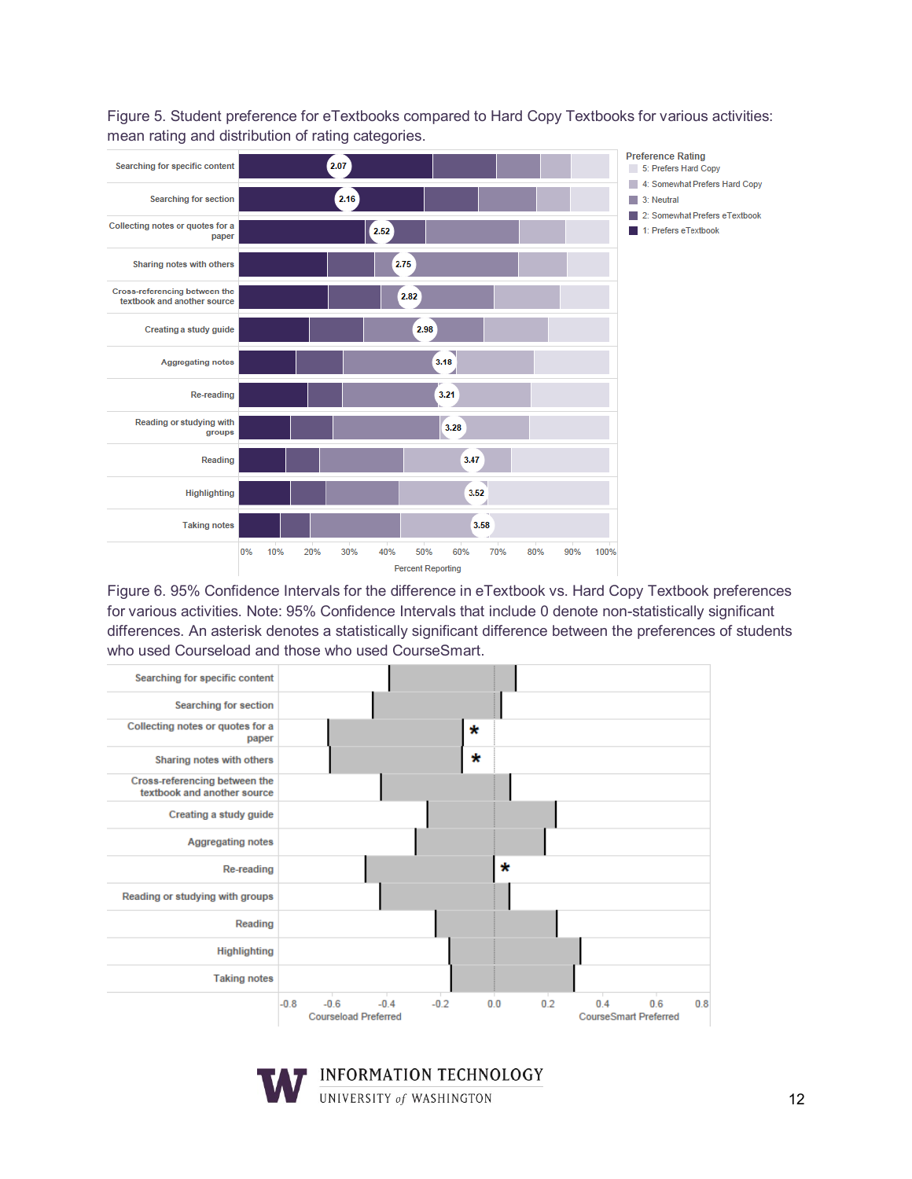Figure 5. Student preference for eTextbooks compared to Hard Copy Textbooks for various activities: mean rating and distribution of rating categories.

Figure 6. 95% Confidence Intervals for the difference in eTextbook vs. Hard Copy Textbook preferences for various activities. Note: 95% Confidence Intervals that include 0 denote non-statistically significant differences. An asterisk denotes a statistically significant difference between the preferences of students who used Courseload and those who used CourseSmart.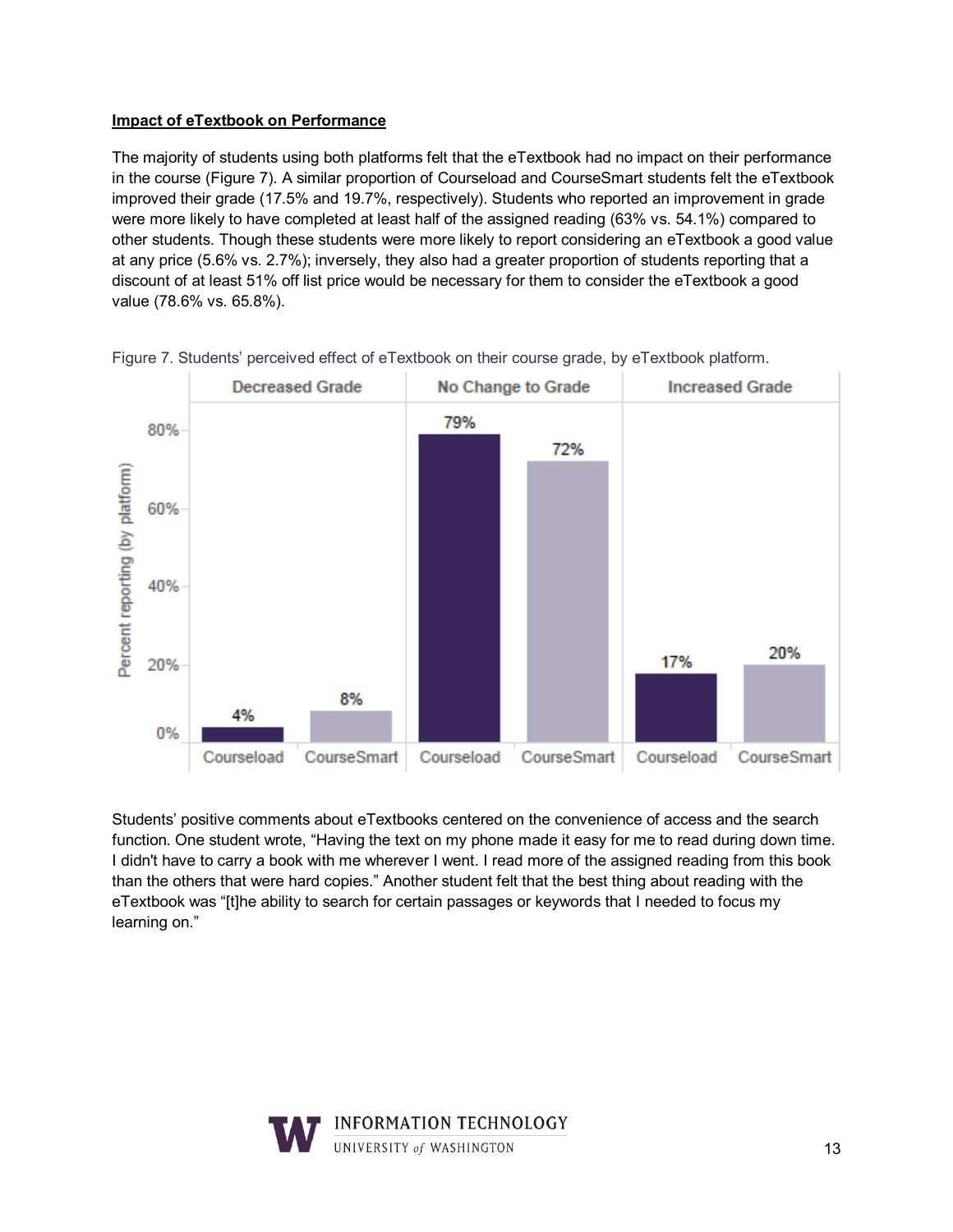**Impact of eTextbook on Performance**

The majority of students using both platforms felt that the eTextbook had no impact on their performance in the course (Figure 7). A similar proportion of Courseload and CourseSmart students felt the eTextbook improved their grade (17.5% and 19.7%, respectively). Students who reported an improvement in grade were more likely to have completed at least half of the assigned reading (63% vs. 54.1%) compared to other students. Though these students were more likely to report considering an eTextbook a good value at any price (5.6% vs. 2.7%); inversely, they also had a greater proportion of students reporting that a discount of at least 51% off list price would be necessary for them to consider the eTextbook a good value (78.6% vs. 65.8%).

Figure 7. Students' perceived effect of eTextbook on their course grade, by eTextbook platform.

| | Decreased Grade | No Change to Grade | Increased Grade |
|---|---|---|---|
| Courseload | 4% | 79% | 17% |
| CourseSmart | 8% | 72% | 20% |

Students' positive comments about eTextbooks centered on the convenience of access and the search function. One student wrote, "Having the text on my phone made it easy for me to read during down time. I didn't have to carry a book with me wherever I went. I read more of the assigned reading from this book than the others that were hard copies." Another student felt that the best thing about reading with the eTextbook was "[t]he ability to search for certain passages or keywords that I needed to focus my learning on."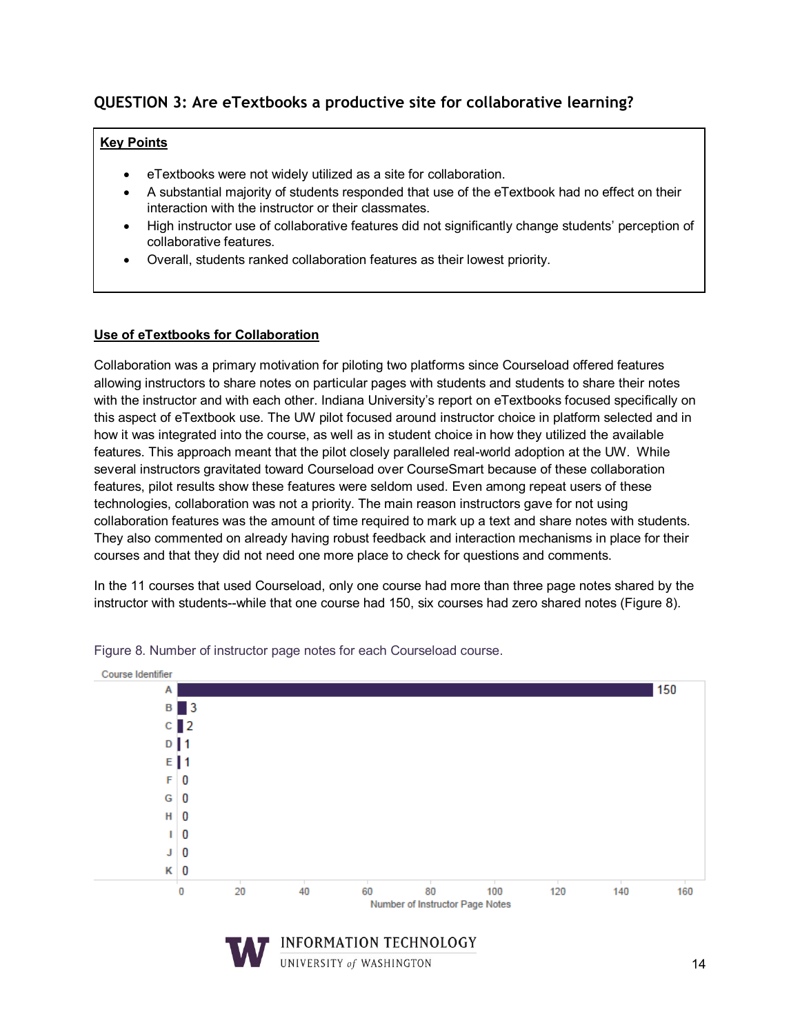## QUESTION 3: Are eTextbooks a productive site for collaborative learning?

**Key Points**

- eTextbooks were not widely utilized as a site for collaboration.
- A substantial majority of students responded that use of the eTextbook had no effect on their interaction with the instructor or their classmates.
- High instructor use of collaborative features did not significantly change students' perception of collaborative features.
- Overall, students ranked collaboration features as their lowest priority.

### Use of eTextbooks for Collaboration

Collaboration was a primary motivation for piloting two platforms since Courseload offered features allowing instructors to share notes on particular pages with students and students to share their notes with the instructor and with each other. Indiana University's report on eTextbooks focused specifically on this aspect of eTextbook use. The UW pilot focused around instructor choice in platform selected and in how it was integrated into the course, as well as in student choice in how they utilized the available features. This approach meant that the pilot closely paralleled real-world adoption at the UW. While several instructors gravitated toward Courseload over CourseSmart because of these collaboration features, pilot results show these features were seldom used. Even among repeat users of these technologies, collaboration was not a priority. The main reason instructors gave for not using collaboration features was the amount of time required to mark up a text and share notes with students. They also commented on already having robust feedback and interaction mechanisms in place for their courses and that they did not need one more place to check for questions and comments.

In the 11 courses that used Courseload, only one course had more than three page notes shared by the instructor with students--while that one course had 150, six courses had zero shared notes (Figure 8).

Figure 8. Number of instructor page notes for each Courseload course.

| Course Identifier | Number of Instructor Page Notes |
|---|---|
| A | 150 |
| B | 3 |
| C | 2 |
| D | 1 |
| E | 1 |
| F | 0 |
| G | 0 |
| H | 0 |
| I | 0 |
| J | 0 |
| K | 0 |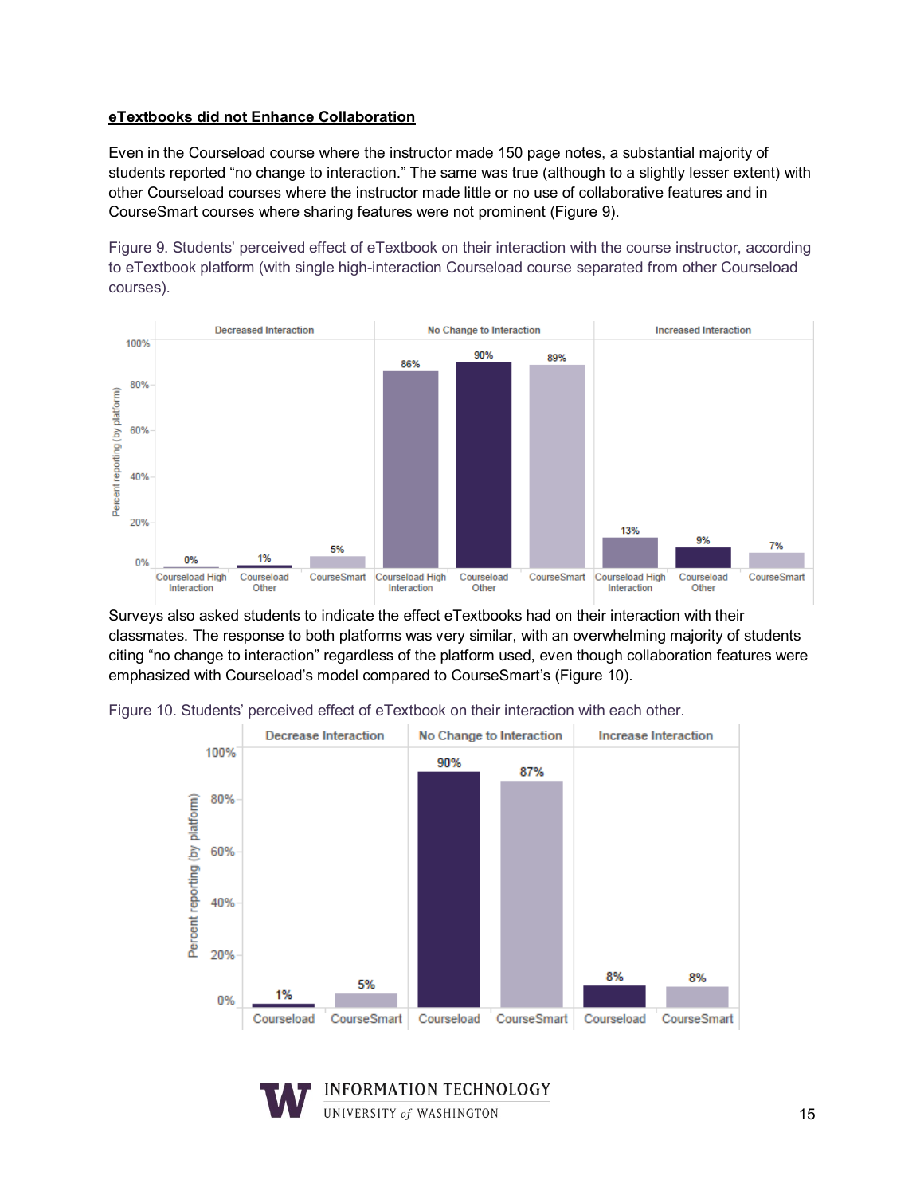**eTextbooks did not Enhance Collaboration**

Even in the Courseload course where the instructor made 150 page notes, a substantial majority of students reported "no change to interaction." The same was true (although to a slightly lesser extent) with other Courseload courses where the instructor made little or no use of collaborative features and in CourseSmart courses where sharing features were not prominent (Figure 9).

Figure 9. Students' perceived effect of eTextbook on their interaction with the course instructor, according to eTextbook platform (with single high-interaction Courseload course separated from other Courseload courses).

| | Decreased Interaction | No Change to Interaction | Increased Interaction |
|---|---|---|---|
| Courseload High Interaction | 0% | 86% | 13% |
| Courseload Other | 1% | 90% | 9% |
| CourseSmart | 5% | 89% | 7% |

Surveys also asked students to indicate the effect eTextbooks had on their interaction with their classmates. The response to both platforms was very similar, with an overwhelming majority of students citing "no change to interaction" regardless of the platform used, even though collaboration features were emphasized with Courseload's model compared to CourseSmart's (Figure 10).

Figure 10. Students' perceived effect of eTextbook on their interaction with each other.

| | Decrease Interaction | No Change to Interaction | Increase Interaction |
|---|---|---|---|
| Courseload | 1% | 90% | 8% |
| CourseSmart | 5% | 87% | 8% |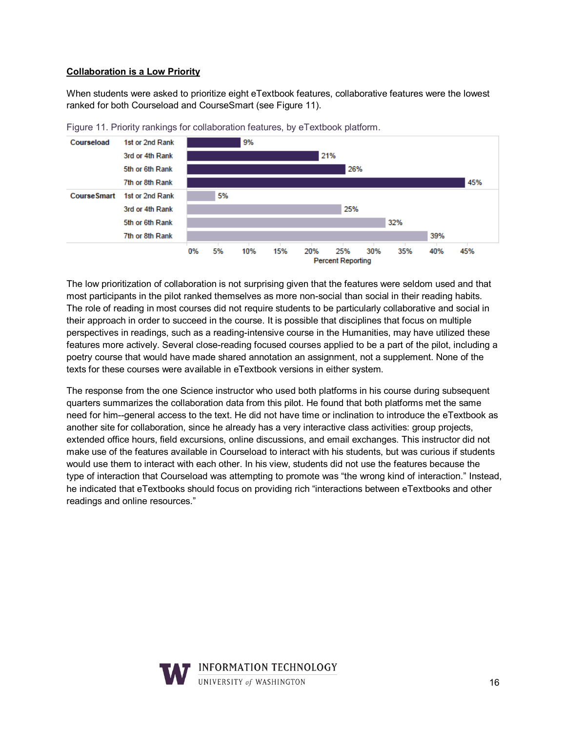**Collaboration is a Low Priority**

When students were asked to prioritize eight eTextbook features, collaborative features were the lowest ranked for both Courseload and CourseSmart (see Figure 11).

Figure 11. Priority rankings for collaboration features, by eTextbook platform.

| Platform | Rank | Percent Reporting |
|---|---|---|
| Courseload | 1st or 2nd Rank | 9% |
| | 3rd or 4th Rank | 21% |
| | 5th or 6th Rank | 26% |
| | 7th or 8th Rank | 45% |
| CourseSmart | 1st or 2nd Rank | 5% |
| | 3rd or 4th Rank | 25% |
| | 5th or 6th Rank | 32% |
| | 7th or 8th Rank | 39% |

The low prioritization of collaboration is not surprising given that the features were seldom used and that most participants in the pilot ranked themselves as more non-social than social in their reading habits. The role of reading in most courses did not require students to be particularly collaborative and social in their approach in order to succeed in the course. It is possible that disciplines that focus on multiple perspectives in readings, such as a reading-intensive course in the Humanities, may have utilized these features more actively. Several close-reading focused courses applied to be a part of the pilot, including a poetry course that would have made shared annotation an assignment, not a supplement. None of the texts for these courses were available in eTextbook versions in either system.

The response from the one Science instructor who used both platforms in his course during subsequent quarters summarizes the collaboration data from this pilot. He found that both platforms met the same need for him--general access to the text. He did not have time or inclination to introduce the eTextbook as another site for collaboration, since he already has a very interactive class activities: group projects, extended office hours, field excursions, online discussions, and email exchanges. This instructor did not make use of the features available in Courseload to interact with his students, but was curious if students would use them to interact with each other. In his view, students did not use the features because the type of interaction that Courseload was attempting to promote was "the wrong kind of interaction." Instead, he indicated that eTextbooks should focus on providing rich "interactions between eTextbooks and other readings and online resources."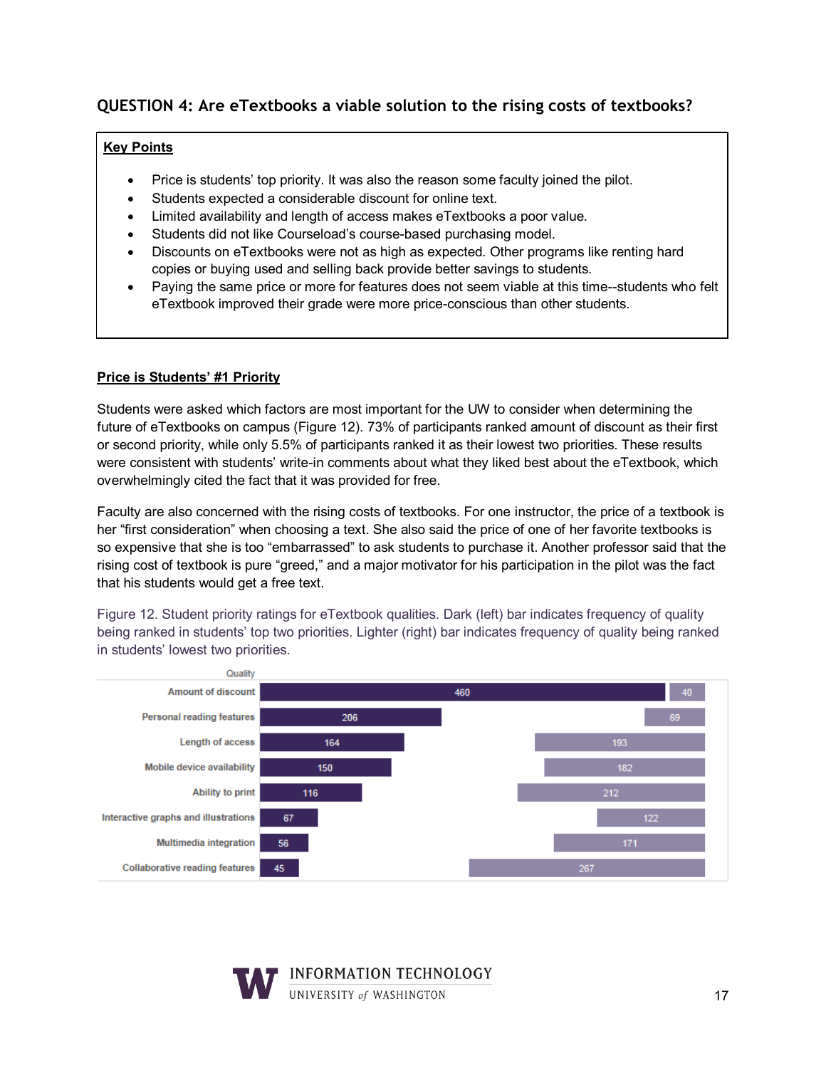## QUESTION 4: Are eTextbooks a viable solution to the rising costs of textbooks?

**Key Points**

- Price is students' top priority. It was also the reason some faculty joined the pilot.
- Students expected a considerable discount for online text.
- Limited availability and length of access makes eTextbooks a poor value.
- Students did not like Courseload's course-based purchasing model.
- Discounts on eTextbooks were not as high as expected. Other programs like renting hard copies or buying used and selling back provide better savings to students.
- Paying the same price or more for features does not seem viable at this time--students who felt eTextbook improved their grade were more price-conscious than other students.

**Price is Students' #1 Priority**

Students were asked which factors are most important for the UW to consider when determining the future of eTextbooks on campus (Figure 12). 73% of participants ranked amount of discount as their first or second priority, while only 5.5% of participants ranked it as their lowest two priorities. These results were consistent with students' write-in comments about what they liked best about the eTextbook, which overwhelmingly cited the fact that it was provided for free.

Faculty are also concerned with the rising costs of textbooks. For one instructor, the price of a textbook is her "first consideration" when choosing a text. She also said the price of one of her favorite textbooks is so expensive that she is too "embarrassed" to ask students to purchase it. Another professor said that the rising cost of textbook is pure "greed," and a major motivator for his participation in the pilot was the fact that his students would get a free text.

Figure 12. Student priority ratings for eTextbook qualities. Dark (left) bar indicates frequency of quality being ranked in students' top two priorities. Lighter (right) bar indicates frequency of quality being ranked in students' lowest two priorities.

| Quality | Top two priorities | Lowest two priorities |
| --- | --- | --- |
| Amount of discount | 460 | 40 |
| Personal reading features | 206 | 69 |
| Length of access | 164 | 193 |
| Mobile device availability | 150 | 182 |
| Ability to print | 116 | 212 |
| Interactive graphs and illustrations | 67 | 122 |
| Multimedia integration | 56 | 171 |
| Collaborative reading features | 45 | 267 |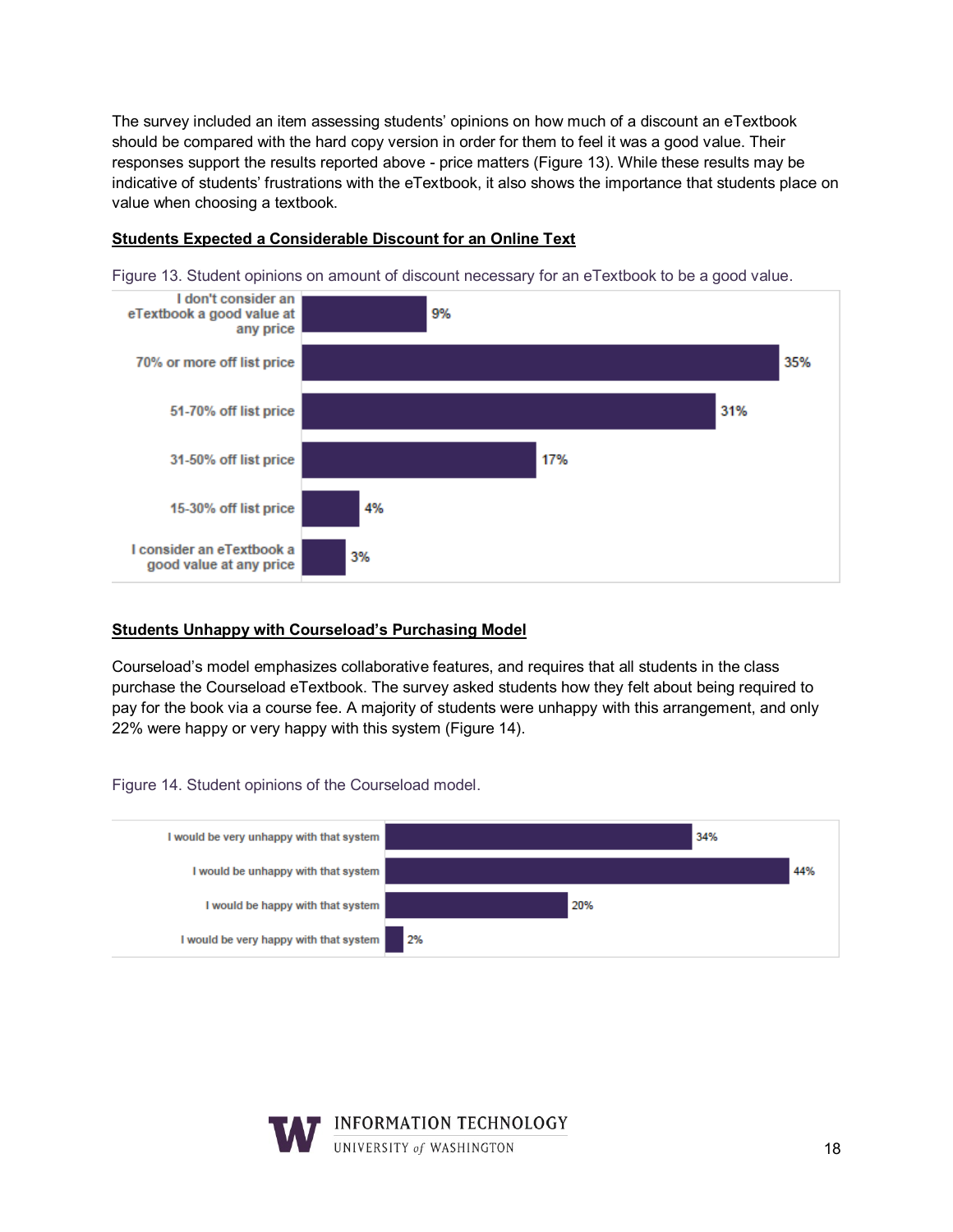The survey included an item assessing students' opinions on how much of a discount an eTextbook should be compared with the hard copy version in order for them to feel it was a good value. Their responses support the results reported above - price matters (Figure 13). While these results may be indicative of students' frustrations with the eTextbook, it also shows the importance that students place on value when choosing a textbook.

**Students Expected a Considerable Discount for an Online Text**

Figure 13. Student opinions on amount of discount necessary for an eTextbook to be a good value.

| Response | Percent |
| --- | --- |
| I don't consider an eTextbook a good value at any price | 9% |
| 70% or more off list price | 35% |
| 51-70% off list price | 31% |
| 31-50% off list price | 17% |
| 15-30% off list price | 4% |
| I consider an eTextbook a good value at any price | 3% |

**Students Unhappy with Courseload's Purchasing Model**

Courseload's model emphasizes collaborative features, and requires that all students in the class purchase the Courseload eTextbook. The survey asked students how they felt about being required to pay for the book via a course fee. A majority of students were unhappy with this arrangement, and only 22% were happy or very happy with this system (Figure 14).

Figure 14. Student opinions of the Courseload model.

| Response | Percent |
| --- | --- |
| I would be very unhappy with that system | 34% |
| I would be unhappy with that system | 44% |
| I would be happy with that system | 20% |
| I would be very happy with that system | 2% |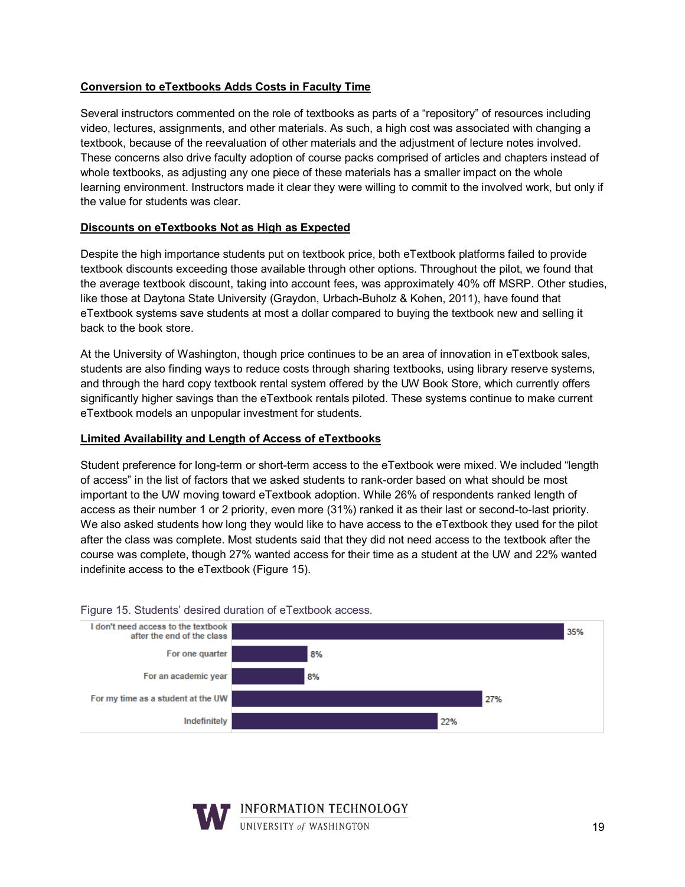**Conversion to eTextbooks Adds Costs in Faculty Time**

Several instructors commented on the role of textbooks as parts of a "repository" of resources including video, lectures, assignments, and other materials. As such, a high cost was associated with changing a textbook, because of the reevaluation of other materials and the adjustment of lecture notes involved. These concerns also drive faculty adoption of course packs comprised of articles and chapters instead of whole textbooks, as adjusting any one piece of these materials has a smaller impact on the whole learning environment. Instructors made it clear they were willing to commit to the involved work, but only if the value for students was clear.

**Discounts on eTextbooks Not as High as Expected**

Despite the high importance students put on textbook price, both eTextbook platforms failed to provide textbook discounts exceeding those available through other options. Throughout the pilot, we found that the average textbook discount, taking into account fees, was approximately 40% off MSRP. Other studies, like those at Daytona State University (Graydon, Urbach-Buholz & Kohen, 2011), have found that eTextbook systems save students at most a dollar compared to buying the textbook new and selling it back to the book store.

At the University of Washington, though price continues to be an area of innovation in eTextbook sales, students are also finding ways to reduce costs through sharing textbooks, using library reserve systems, and through the hard copy textbook rental system offered by the UW Book Store, which currently offers significantly higher savings than the eTextbook rentals piloted. These systems continue to make current eTextbook models an unpopular investment for students.

**Limited Availability and Length of Access of eTextbooks**

Student preference for long-term or short-term access to the eTextbook were mixed. We included "length of access" in the list of factors that we asked students to rank-order based on what should be most important to the UW moving toward eTextbook adoption. While 26% of respondents ranked length of access as their number 1 or 2 priority, even more (31%) ranked it as their last or second-to-last priority. We also asked students how long they would like to have access to the eTextbook they used for the pilot after the class was complete. Most students said that they did not need access to the textbook after the course was complete, though 27% wanted access for their time as a student at the UW and 22% wanted indefinite access to the eTextbook (Figure 15).

Figure 15. Students' desired duration of eTextbook access.

| Desired duration | Percent |
|---|---|
| I don't need access to the textbook after the end of the class | 35% |
| For one quarter | 8% |
| For an academic year | 8% |
| For my time as a student at the UW | 27% |
| Indefinitely | 22% |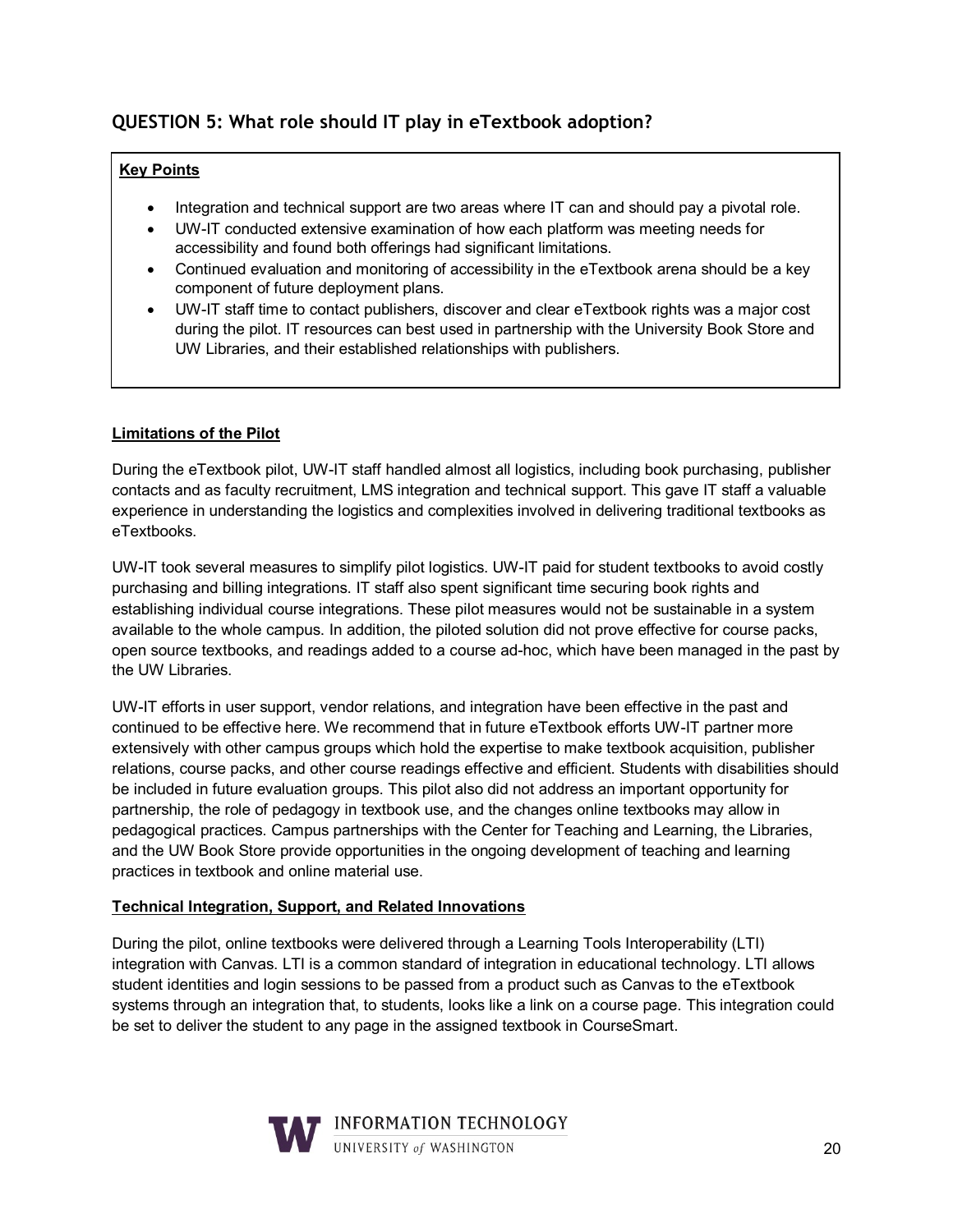## QUESTION 5: What role should IT play in eTextbook adoption?

**Key Points**

- Integration and technical support are two areas where IT can and should pay a pivotal role.
- UW-IT conducted extensive examination of how each platform was meeting needs for accessibility and found both offerings had significant limitations.
- Continued evaluation and monitoring of accessibility in the eTextbook arena should be a key component of future deployment plans.
- UW-IT staff time to contact publishers, discover and clear eTextbook rights was a major cost during the pilot. IT resources can best used in partnership with the University Book Store and UW Libraries, and their established relationships with publishers.

**Limitations of the Pilot**

During the eTextbook pilot, UW-IT staff handled almost all logistics, including book purchasing, publisher contacts and as faculty recruitment, LMS integration and technical support. This gave IT staff a valuable experience in understanding the logistics and complexities involved in delivering traditional textbooks as eTextbooks.

UW-IT took several measures to simplify pilot logistics. UW-IT paid for student textbooks to avoid costly purchasing and billing integrations. IT staff also spent significant time securing book rights and establishing individual course integrations. These pilot measures would not be sustainable in a system available to the whole campus. In addition, the piloted solution did not prove effective for course packs, open source textbooks, and readings added to a course ad-hoc, which have been managed in the past by the UW Libraries.

UW-IT efforts in user support, vendor relations, and integration have been effective in the past and continued to be effective here. We recommend that in future eTextbook efforts UW-IT partner more extensively with other campus groups which hold the expertise to make textbook acquisition, publisher relations, course packs, and other course readings effective and efficient. Students with disabilities should be included in future evaluation groups. This pilot also did not address an important opportunity for partnership, the role of pedagogy in textbook use, and the changes online textbooks may allow in pedagogical practices. Campus partnerships with the Center for Teaching and Learning, the Libraries, and the UW Book Store provide opportunities in the ongoing development of teaching and learning practices in textbook and online material use.

**Technical Integration, Support, and Related Innovations**

During the pilot, online textbooks were delivered through a Learning Tools Interoperability (LTI) integration with Canvas. LTI is a common standard of integration in educational technology. LTI allows student identities and login sessions to be passed from a product such as Canvas to the eTextbook systems through an integration that, to students, looks like a link on a course page. This integration could be set to deliver the student to any page in the assigned textbook in CourseSmart.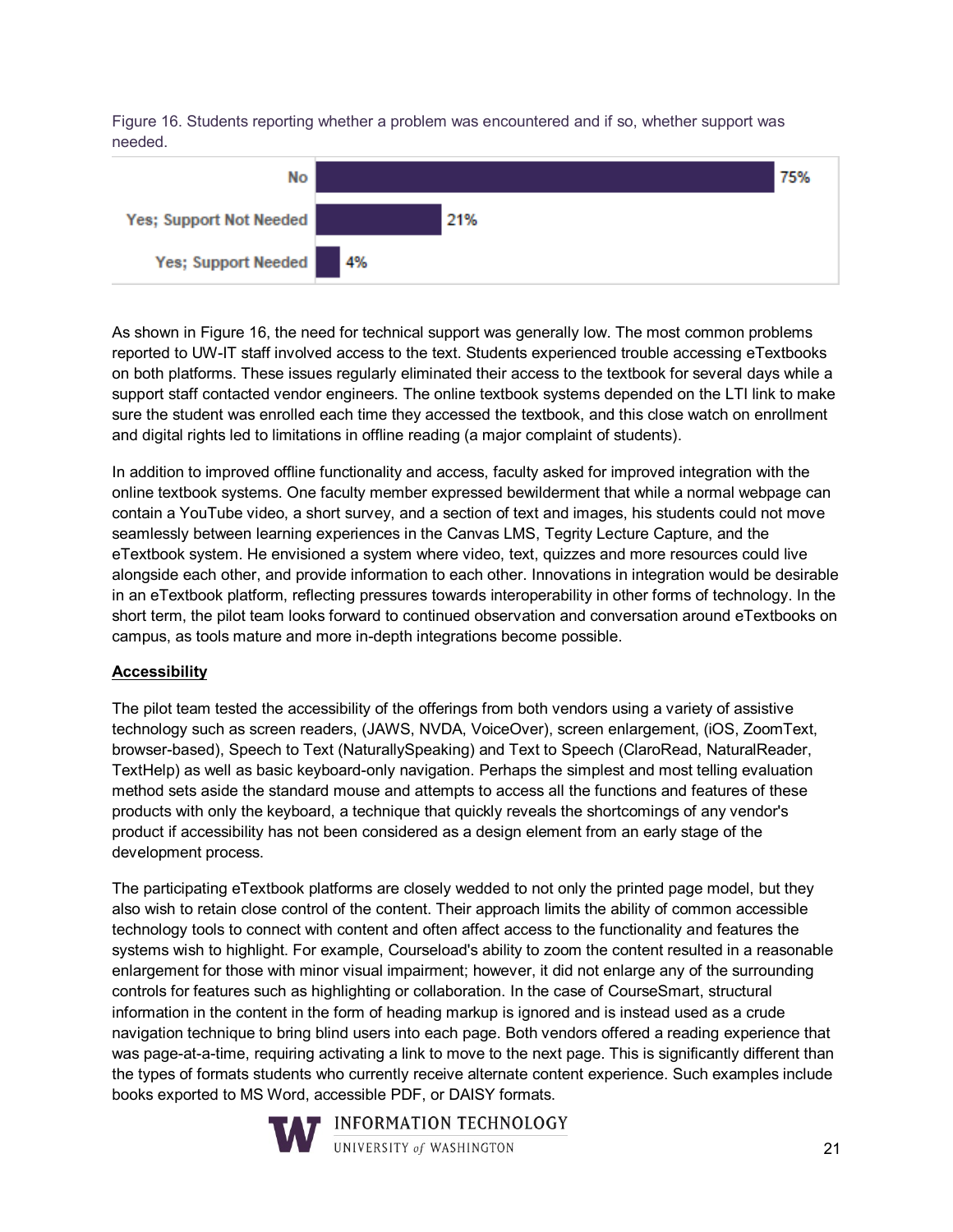Figure 16. Students reporting whether a problem was encountered and if so, whether support was needed.

| Response | Percentage |
|---|---|
| No | 75% |
| Yes; Support Not Needed | 21% |
| Yes; Support Needed | 4% |

As shown in Figure 16, the need for technical support was generally low. The most common problems reported to UW-IT staff involved access to the text. Students experienced trouble accessing eTextbooks on both platforms. These issues regularly eliminated their access to the textbook for several days while a support staff contacted vendor engineers. The online textbook systems depended on the LTI link to make sure the student was enrolled each time they accessed the textbook, and this close watch on enrollment and digital rights led to limitations in offline reading (a major complaint of students).

In addition to improved offline functionality and access, faculty asked for improved integration with the online textbook systems. One faculty member expressed bewilderment that while a normal webpage can contain a YouTube video, a short survey, and a section of text and images, his students could not move seamlessly between learning experiences in the Canvas LMS, Tegrity Lecture Capture, and the eTextbook system. He envisioned a system where video, text, quizzes and more resources could live alongside each other, and provide information to each other. Innovations in integration would be desirable in an eTextbook platform, reflecting pressures towards interoperability in other forms of technology. In the short term, the pilot team looks forward to continued observation and conversation around eTextbooks on campus, as tools mature and more in-depth integrations become possible.

## Accessibility

The pilot team tested the accessibility of the offerings from both vendors using a variety of assistive technology such as screen readers, (JAWS, NVDA, VoiceOver), screen enlargement, (iOS, ZoomText, browser-based), Speech to Text (NaturallySpeaking) and Text to Speech (ClaroRead, NaturalReader, TextHelp) as well as basic keyboard-only navigation. Perhaps the simplest and most telling evaluation method sets aside the standard mouse and attempts to access all the functions and features of these products with only the keyboard, a technique that quickly reveals the shortcomings of any vendor's product if accessibility has not been considered as a design element from an early stage of the development process.

The participating eTextbook platforms are closely wedded to not only the printed page model, but they also wish to retain close control of the content. Their approach limits the ability of common accessible technology tools to connect with content and often affect access to the functionality and features the systems wish to highlight. For example, Courseload's ability to zoom the content resulted in a reasonable enlargement for those with minor visual impairment; however, it did not enlarge any of the surrounding controls for features such as highlighting or collaboration. In the case of CourseSmart, structural information in the content in the form of heading markup is ignored and is instead used as a crude navigation technique to bring blind users into each page. Both vendors offered a reading experience that was page-at-a-time, requiring activating a link to move to the next page. This is significantly different than the types of formats students who currently receive alternate content experience. Such examples include books exported to MS Word, accessible PDF, or DAISY formats.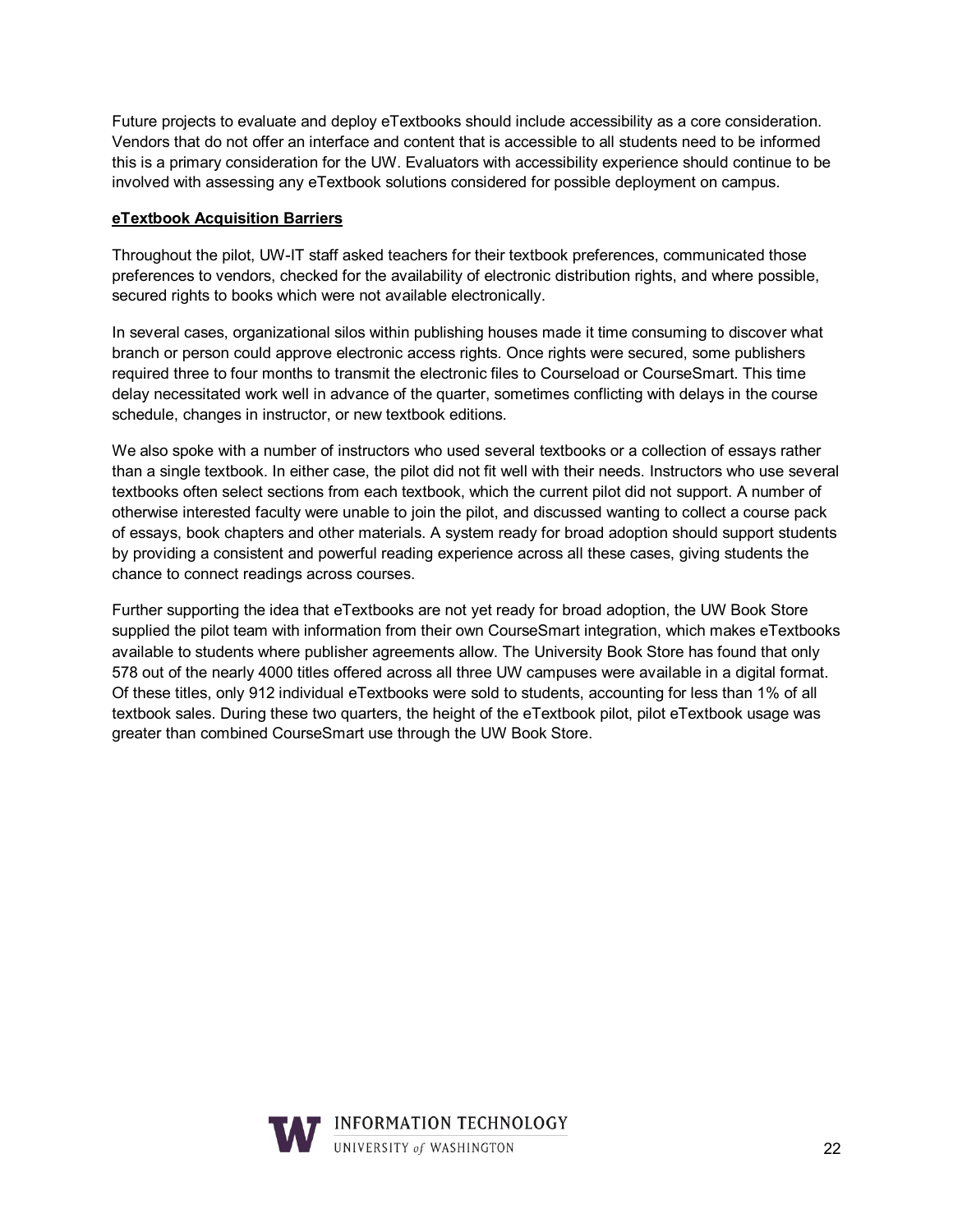Future projects to evaluate and deploy eTextbooks should include accessibility as a core consideration. Vendors that do not offer an interface and content that is accessible to all students need to be informed this is a primary consideration for the UW. Evaluators with accessibility experience should continue to be involved with assessing any eTextbook solutions considered for possible deployment on campus.

**eTextbook Acquisition Barriers**

Throughout the pilot, UW-IT staff asked teachers for their textbook preferences, communicated those preferences to vendors, checked for the availability of electronic distribution rights, and where possible, secured rights to books which were not available electronically.

In several cases, organizational silos within publishing houses made it time consuming to discover what branch or person could approve electronic access rights. Once rights were secured, some publishers required three to four months to transmit the electronic files to Courseload or CourseSmart. This time delay necessitated work well in advance of the quarter, sometimes conflicting with delays in the course schedule, changes in instructor, or new textbook editions.

We also spoke with a number of instructors who used several textbooks or a collection of essays rather than a single textbook. In either case, the pilot did not fit well with their needs. Instructors who use several textbooks often select sections from each textbook, which the current pilot did not support. A number of otherwise interested faculty were unable to join the pilot, and discussed wanting to collect a course pack of essays, book chapters and other materials. A system ready for broad adoption should support students by providing a consistent and powerful reading experience across all these cases, giving students the chance to connect readings across courses.

Further supporting the idea that eTextbooks are not yet ready for broad adoption, the UW Book Store supplied the pilot team with information from their own CourseSmart integration, which makes eTextbooks available to students where publisher agreements allow. The University Book Store has found that only 578 out of the nearly 4000 titles offered across all three UW campuses were available in a digital format. Of these titles, only 912 individual eTextbooks were sold to students, accounting for less than 1% of all textbook sales. During these two quarters, the height of the eTextbook pilot, pilot eTextbook usage was greater than combined CourseSmart use through the UW Book Store.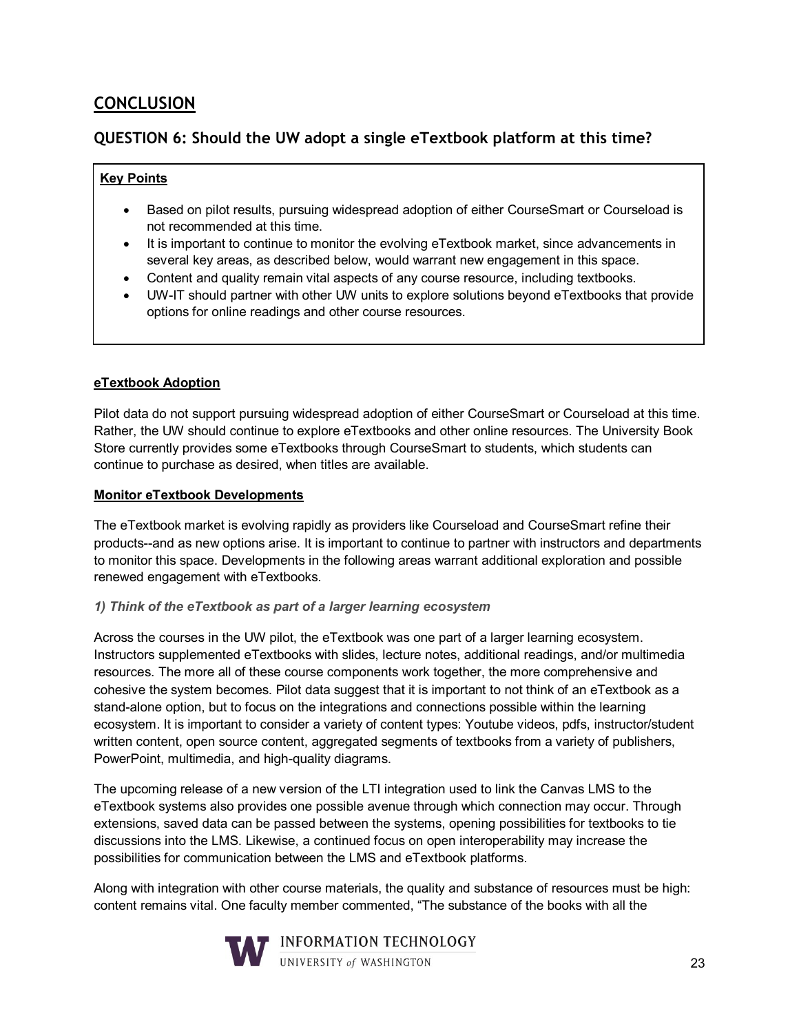## CONCLUSION

## QUESTION 6: Should the UW adopt a single eTextbook platform at this time?

**Key Points**

- Based on pilot results, pursuing widespread adoption of either CourseSmart or Courseload is not recommended at this time.
- It is important to continue to monitor the evolving eTextbook market, since advancements in several key areas, as described below, would warrant new engagement in this space.
- Content and quality remain vital aspects of any course resource, including textbooks.
- UW-IT should partner with other UW units to explore solutions beyond eTextbooks that provide options for online readings and other course resources.

**eTextbook Adoption**

Pilot data do not support pursuing widespread adoption of either CourseSmart or Courseload at this time. Rather, the UW should continue to explore eTextbooks and other online resources. The University Book Store currently provides some eTextbooks through CourseSmart to students, which students can continue to purchase as desired, when titles are available.

**Monitor eTextbook Developments**

The eTextbook market is evolving rapidly as providers like Courseload and CourseSmart refine their products--and as new options arise. It is important to continue to partner with instructors and departments to monitor this space. Developments in the following areas warrant additional exploration and possible renewed engagement with eTextbooks.

***1) Think of the eTextbook as part of a larger learning ecosystem***

Across the courses in the UW pilot, the eTextbook was one part of a larger learning ecosystem. Instructors supplemented eTextbooks with slides, lecture notes, additional readings, and/or multimedia resources. The more all of these course components work together, the more comprehensive and cohesive the system becomes. Pilot data suggest that it is important to not think of an eTextbook as a stand-alone option, but to focus on the integrations and connections possible within the learning ecosystem. It is important to consider a variety of content types: Youtube videos, pdfs, instructor/student written content, open source content, aggregated segments of textbooks from a variety of publishers, PowerPoint, multimedia, and high-quality diagrams.

The upcoming release of a new version of the LTI integration used to link the Canvas LMS to the eTextbook systems also provides one possible avenue through which connection may occur. Through extensions, saved data can be passed between the systems, opening possibilities for textbooks to tie discussions into the LMS. Likewise, a continued focus on open interoperability may increase the possibilities for communication between the LMS and eTextbook platforms.

Along with integration with other course materials, the quality and substance of resources must be high: content remains vital. One faculty member commented, "The substance of the books with all the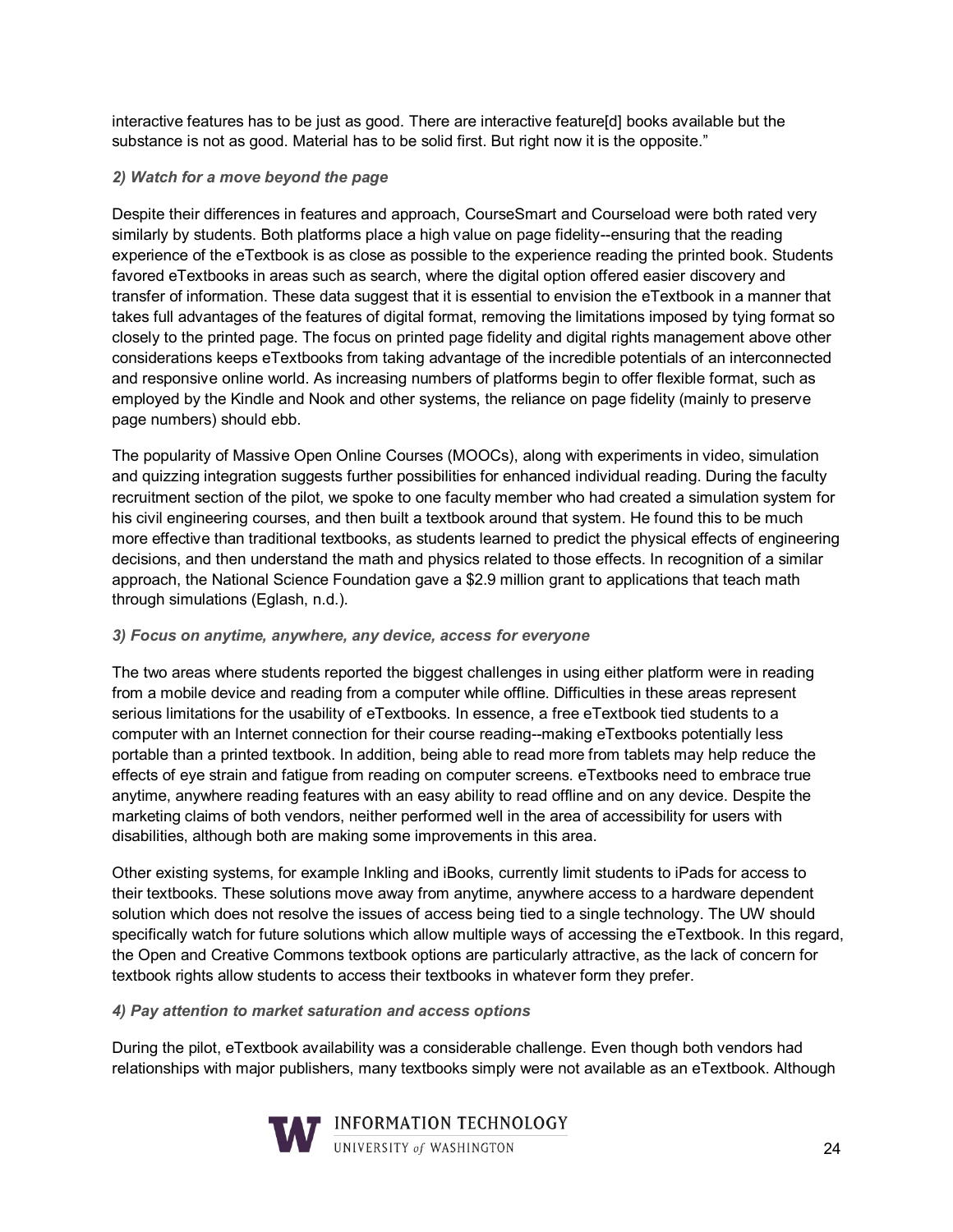interactive features has to be just as good. There are interactive feature[d] books available but the substance is not as good. Material has to be solid first. But right now it is the opposite."

***2) Watch for a move beyond the page***

Despite their differences in features and approach, CourseSmart and Courseload were both rated very similarly by students. Both platforms place a high value on page fidelity--ensuring that the reading experience of the eTextbook is as close as possible to the experience reading the printed book. Students favored eTextbooks in areas such as search, where the digital option offered easier discovery and transfer of information. These data suggest that it is essential to envision the eTextbook in a manner that takes full advantages of the features of digital format, removing the limitations imposed by tying format so closely to the printed page. The focus on printed page fidelity and digital rights management above other considerations keeps eTextbooks from taking advantage of the incredible potentials of an interconnected and responsive online world. As increasing numbers of platforms begin to offer flexible format, such as employed by the Kindle and Nook and other systems, the reliance on page fidelity (mainly to preserve page numbers) should ebb.

The popularity of Massive Open Online Courses (MOOCs), along with experiments in video, simulation and quizzing integration suggests further possibilities for enhanced individual reading. During the faculty recruitment section of the pilot, we spoke to one faculty member who had created a simulation system for his civil engineering courses, and then built a textbook around that system. He found this to be much more effective than traditional textbooks, as students learned to predict the physical effects of engineering decisions, and then understand the math and physics related to those effects. In recognition of a similar approach, the National Science Foundation gave a $2.9 million grant to applications that teach math through simulations (Eglash, n.d.).

***3) Focus on anytime, anywhere, any device, access for everyone***

The two areas where students reported the biggest challenges in using either platform were in reading from a mobile device and reading from a computer while offline. Difficulties in these areas represent serious limitations for the usability of eTextbooks. In essence, a free eTextbook tied students to a computer with an Internet connection for their course reading--making eTextbooks potentially less portable than a printed textbook. In addition, being able to read more from tablets may help reduce the effects of eye strain and fatigue from reading on computer screens. eTextbooks need to embrace true anytime, anywhere reading features with an easy ability to read offline and on any device. Despite the marketing claims of both vendors, neither performed well in the area of accessibility for users with disabilities, although both are making some improvements in this area.

Other existing systems, for example Inkling and iBooks, currently limit students to iPads for access to their textbooks. These solutions move away from anytime, anywhere access to a hardware dependent solution which does not resolve the issues of access being tied to a single technology. The UW should specifically watch for future solutions which allow multiple ways of accessing the eTextbook. In this regard, the Open and Creative Commons textbook options are particularly attractive, as the lack of concern for textbook rights allow students to access their textbooks in whatever form they prefer.

***4) Pay attention to market saturation and access options***

During the pilot, eTextbook availability was a considerable challenge. Even though both vendors had relationships with major publishers, many textbooks simply were not available as an eTextbook. Although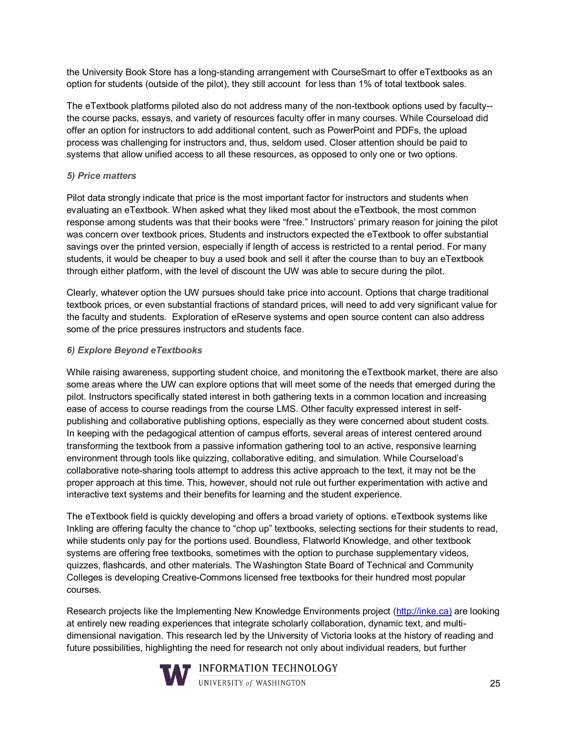the University Book Store has a long-standing arrangement with CourseSmart to offer eTextbooks as an option for students (outside of the pilot), they still account for less than 1% of total textbook sales.

The eTextbook platforms piloted also do not address many of the non-textbook options used by faculty-- the course packs, essays, and variety of resources faculty offer in many courses. While Courseload did offer an option for instructors to add additional content, such as PowerPoint and PDFs, the upload process was challenging for instructors and, thus, seldom used. Closer attention should be paid to systems that allow unified access to all these resources, as opposed to only one or two options.

*5) Price matters*

Pilot data strongly indicate that price is the most important factor for instructors and students when evaluating an eTextbook. When asked what they liked most about the eTextbook, the most common response among students was that their books were "free." Instructors' primary reason for joining the pilot was concern over textbook prices. Students and instructors expected the eTextbook to offer substantial savings over the printed version, especially if length of access is restricted to a rental period. For many students, it would be cheaper to buy a used book and sell it after the course than to buy an eTextbook through either platform, with the level of discount the UW was able to secure during the pilot.

Clearly, whatever option the UW pursues should take price into account. Options that charge traditional textbook prices, or even substantial fractions of standard prices, will need to add very significant value for the faculty and students. Exploration of eReserve systems and open source content can also address some of the price pressures instructors and students face.

*6) Explore Beyond eTextbooks*

While raising awareness, supporting student choice, and monitoring the eTextbook market, there are also some areas where the UW can explore options that will meet some of the needs that emerged during the pilot. Instructors specifically stated interest in both gathering texts in a common location and increasing ease of access to course readings from the course LMS. Other faculty expressed interest in self-publishing and collaborative publishing options, especially as they were concerned about student costs. In keeping with the pedagogical attention of campus efforts, several areas of interest centered around transforming the textbook from a passive information gathering tool to an active, responsive learning environment through tools like quizzing, collaborative editing, and simulation. While Courseload's collaborative note-sharing tools attempt to address this active approach to the text, it may not be the proper approach at this time. This, however, should not rule out further experimentation with active and interactive text systems and their benefits for learning and the student experience.

The eTextbook field is quickly developing and offers a broad variety of options. eTextbook systems like Inkling are offering faculty the chance to "chop up" textbooks, selecting sections for their students to read, while students only pay for the portions used. Boundless, Flatworld Knowledge, and other textbook systems are offering free textbooks, sometimes with the option to purchase supplementary videos, quizzes, flashcards, and other materials. The Washington State Board of Technical and Community Colleges is developing Creative-Commons licensed free textbooks for their hundred most popular courses.

Research projects like the Implementing New Knowledge Environments project (http://inke.ca) are looking at entirely new reading experiences that integrate scholarly collaboration, dynamic text, and multi-dimensional navigation. This research led by the University of Victoria looks at the history of reading and future possibilities, highlighting the need for research not only about individual readers, but further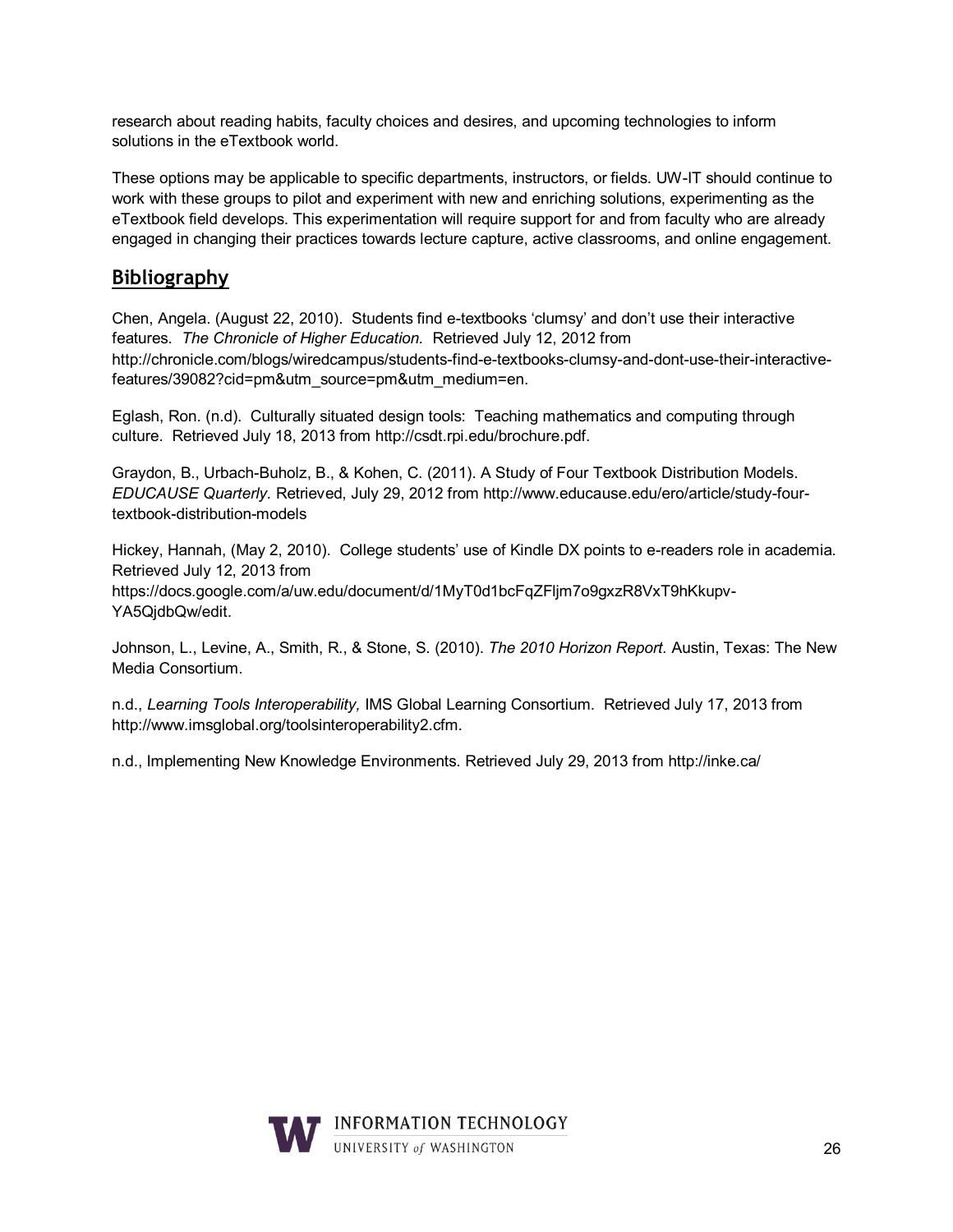research about reading habits, faculty choices and desires, and upcoming technologies to inform solutions in the eTextbook world.

These options may be applicable to specific departments, instructors, or fields. UW-IT should continue to work with these groups to pilot and experiment with new and enriching solutions, experimenting as the eTextbook field develops. This experimentation will require support for and from faculty who are already engaged in changing their practices towards lecture capture, active classrooms, and online engagement.

## Bibliography

Chen, Angela. (August 22, 2010). Students find e-textbooks 'clumsy' and don't use their interactive features. *The Chronicle of Higher Education.* Retrieved July 12, 2012 from http://chronicle.com/blogs/wiredcampus/students-find-e-textbooks-clumsy-and-dont-use-their-interactive-features/39082?cid=pm&utm_source=pm&utm_medium=en.

Eglash, Ron. (n.d). Culturally situated design tools: Teaching mathematics and computing through culture. Retrieved July 18, 2013 from http://csdt.rpi.edu/brochure.pdf.

Graydon, B., Urbach-Buholz, B., & Kohen, C. (2011). A Study of Four Textbook Distribution Models. *EDUCAUSE Quarterly.* Retrieved, July 29, 2012 from http://www.educause.edu/ero/article/study-four-textbook-distribution-models

Hickey, Hannah, (May 2, 2010). College students' use of Kindle DX points to e-readers role in academia. Retrieved July 12, 2013 from https://docs.google.com/a/uw.edu/document/d/1MyT0d1bcFqZFljm7o9gxzR8VxT9hKkupv-YA5QjdbQw/edit.

Johnson, L., Levine, A., Smith, R., & Stone, S. (2010). *The 2010 Horizon Report.* Austin, Texas: The New Media Consortium.

n.d., *Learning Tools Interoperability,* IMS Global Learning Consortium. Retrieved July 17, 2013 from http://www.imsglobal.org/toolsinteroperability2.cfm.

n.d., Implementing New Knowledge Environments. Retrieved July 29, 2013 from http://inke.ca/